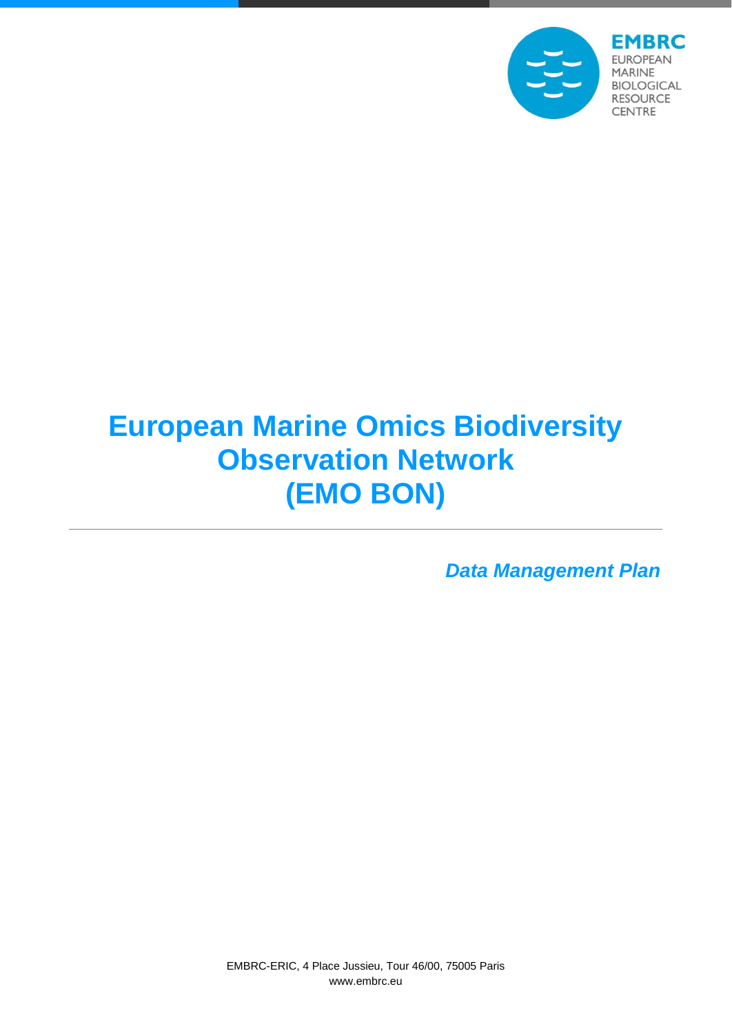EMBRC
EUROPEAN
MARINE
BIOLOGICAL
RESOURCE
CENTRE

# European Marine Omics Biodiversity Observation Network (EMO BON)

***Data Management Plan***

EMBRC-ERIC, 4 Place Jussieu, Tour 46/00, 75005 Paris
www.embrc.eu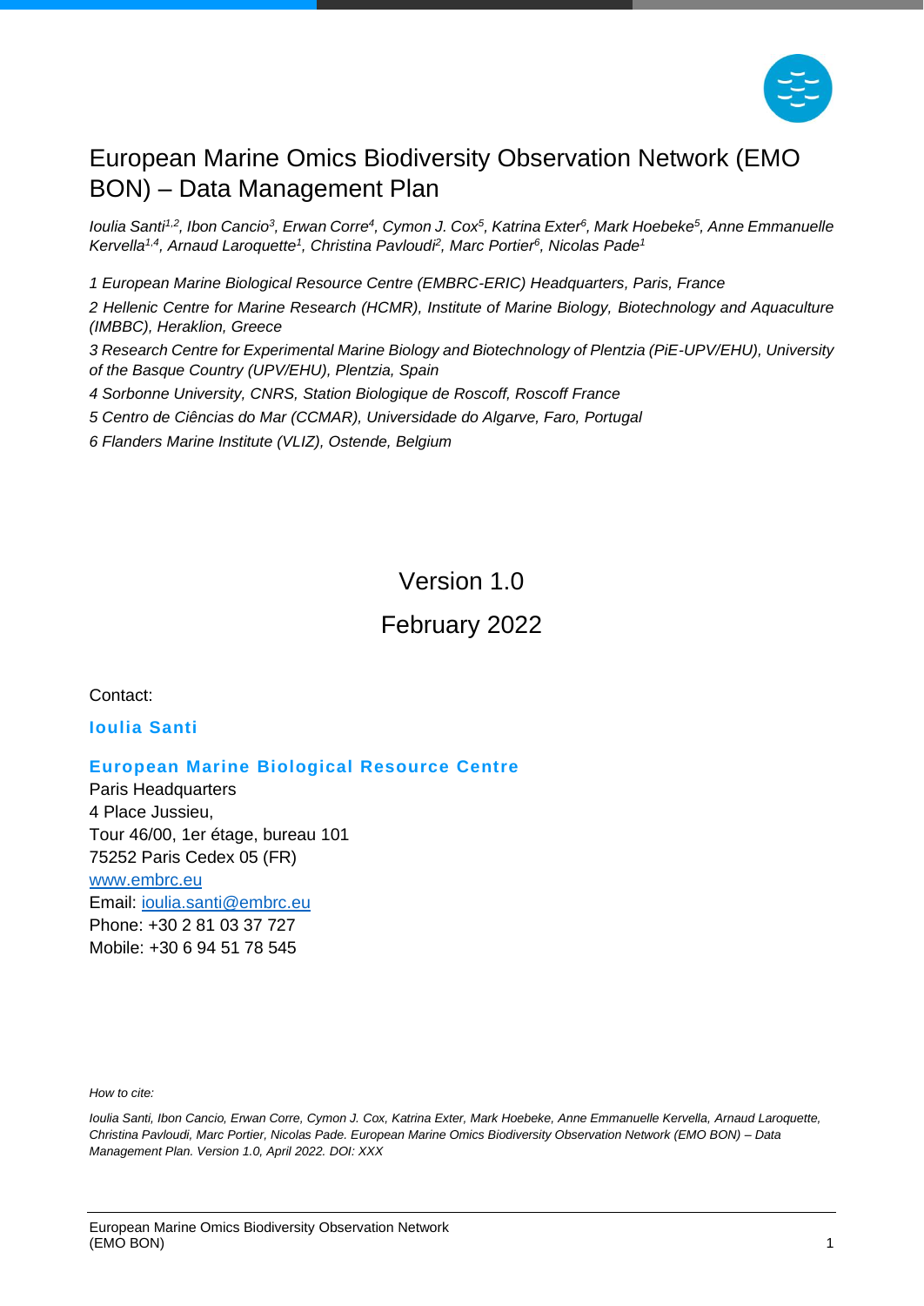# European Marine Omics Biodiversity Observation Network (EMO BON) – Data Management Plan

*Ioulia Santi[1,2], Ibon Cancio[3], Erwan Corre[4], Cymon J. Cox[5], Katrina Exter[6], Mark Hoebeke[5], Anne Emmanuelle Kervella[1,4], Arnaud Laroquette[1], Christina Pavloudi[2], Marc Portier[6], Nicolas Pade[1]*

*1 European Marine Biological Resource Centre (EMBRC-ERIC) Headquarters, Paris, France*

*2 Hellenic Centre for Marine Research (HCMR), Institute of Marine Biology, Biotechnology and Aquaculture (IMBBC), Heraklion, Greece*

*3 Research Centre for Experimental Marine Biology and Biotechnology of Plentzia (PiE-UPV/EHU), University of the Basque Country (UPV/EHU), Plentzia, Spain*

*4 Sorbonne University, CNRS, Station Biologique de Roscoff, Roscoff France*

*5 Centro de Ciências do Mar (CCMAR), Universidade do Algarve, Faro, Portugal*

*6 Flanders Marine Institute (VLIZ), Ostende, Belgium*

Version 1.0

February 2022

Contact:

**Ioulia Santi**

**European Marine Biological Resource Centre**
Paris Headquarters
4 Place Jussieu,
Tour 46/00, 1er étage, bureau 101
75252 Paris Cedex 05 (FR)
www.embrc.eu
Email: ioulia.santi@embrc.eu
Phone: +30 2 81 03 37 727
Mobile: +30 6 94 51 78 545

*How to cite:*

*Ioulia Santi, Ibon Cancio, Erwan Corre, Cymon J. Cox, Katrina Exter, Mark Hoebeke, Anne Emmanuelle Kervella, Arnaud Laroquette, Christina Pavloudi, Marc Portier, Nicolas Pade. European Marine Omics Biodiversity Observation Network (EMO BON) – Data Management Plan. Version 1.0, April 2022. DOI: XXX*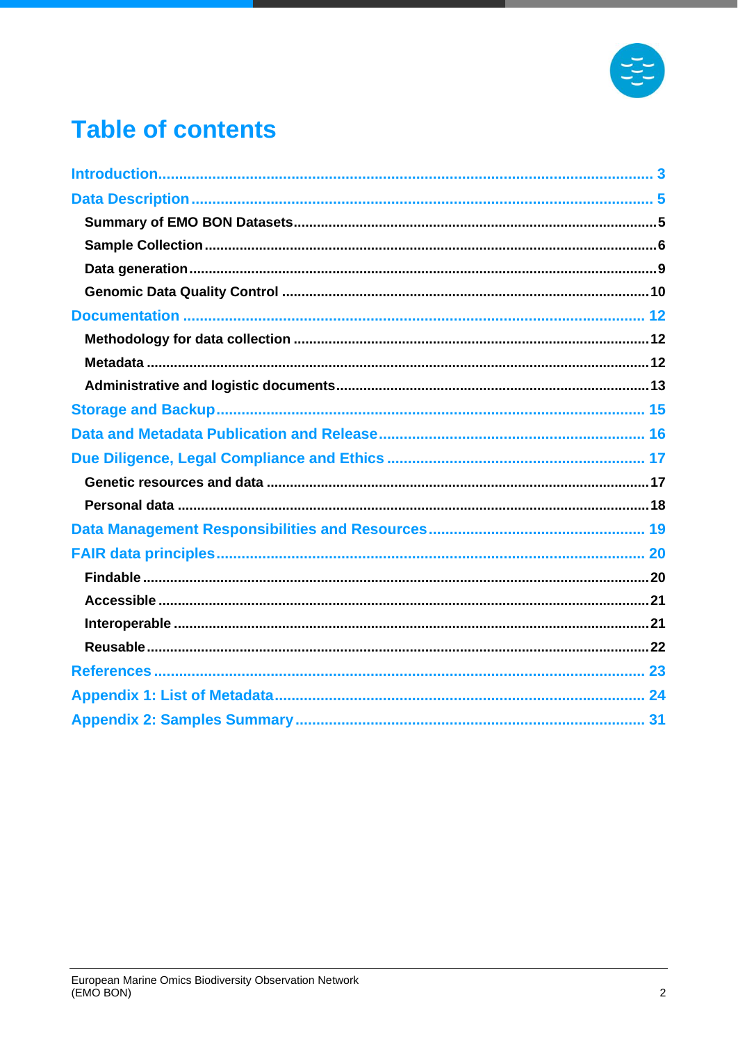# Table of contents

- [Introduction](#) ..... 3
- [Data Description](#) ..... 5
  - **Summary of EMO BON Datasets** ..... 5
  - **Sample Collection** ..... 6
  - **Data generation** ..... 9
  - **Genomic Data Quality Control** ..... 10
- [Documentation](#) ..... 12
  - **Methodology for data collection** ..... 12
  - **Metadata** ..... 12
  - **Administrative and logistic documents** ..... 13
- [Storage and Backup](#) ..... 15
- [Data and Metadata Publication and Release](#) ..... 16
- [Due Diligence, Legal Compliance and Ethics](#) ..... 17
  - **Genetic resources and data** ..... 17
  - **Personal data** ..... 18
- [Data Management Responsibilities and Resources](#) ..... 19
- [FAIR data principles](#) ..... 20
  - **Findable** ..... 20
  - **Accessible** ..... 21
  - **Interoperable** ..... 21
  - **Reusable** ..... 22
- [References](#) ..... 23
- [Appendix 1: List of Metadata](#) ..... 24
- [Appendix 2: Samples Summary](#) ..... 31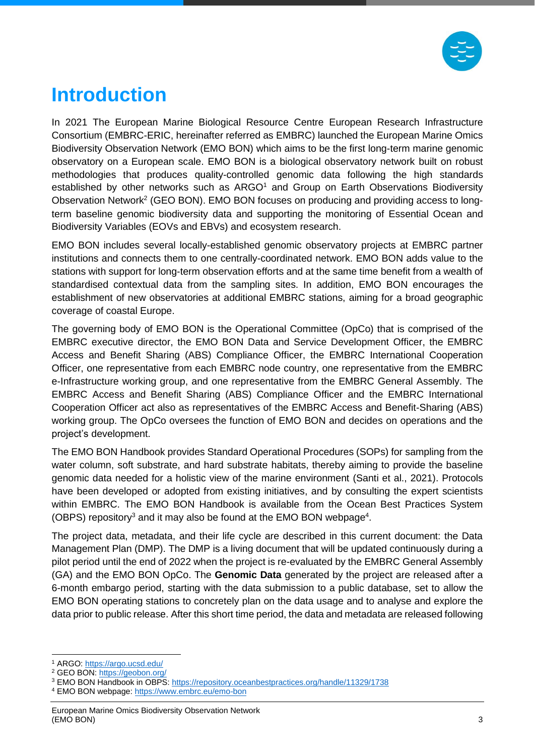# Introduction

In 2021 The European Marine Biological Resource Centre European Research Infrastructure Consortium (EMBRC-ERIC, hereinafter referred as EMBRC) launched the European Marine Omics Biodiversity Observation Network (EMO BON) which aims to be the first long-term marine genomic observatory on a European scale. EMO BON is a biological observatory network built on robust methodologies that produces quality-controlled genomic data following the high standards established by other networks such as ARGO[1] and Group on Earth Observations Biodiversity Observation Network[2] (GEO BON). EMO BON focuses on producing and providing access to long-term baseline genomic biodiversity data and supporting the monitoring of Essential Ocean and Biodiversity Variables (EOVs and EBVs) and ecosystem research.

EMO BON includes several locally-established genomic observatory projects at EMBRC partner institutions and connects them to one centrally-coordinated network. EMO BON adds value to the stations with support for long-term observation efforts and at the same time benefit from a wealth of standardised contextual data from the sampling sites. In addition, EMO BON encourages the establishment of new observatories at additional EMBRC stations, aiming for a broad geographic coverage of coastal Europe.

The governing body of EMO BON is the Operational Committee (OpCo) that is comprised of the EMBRC executive director, the EMO BON Data and Service Development Officer, the EMBRC Access and Benefit Sharing (ABS) Compliance Officer, the EMBRC International Cooperation Officer, one representative from each EMBRC node country, one representative from the EMBRC e-Infrastructure working group, and one representative from the EMBRC General Assembly. The EMBRC Access and Benefit Sharing (ABS) Compliance Officer and the EMBRC International Cooperation Officer act also as representatives of the EMBRC Access and Benefit-Sharing (ABS) working group. The OpCo oversees the function of EMO BON and decides on operations and the project's development.

The EMO BON Handbook provides Standard Operational Procedures (SOPs) for sampling from the water column, soft substrate, and hard substrate habitats, thereby aiming to provide the baseline genomic data needed for a holistic view of the marine environment (Santi et al., 2021). Protocols have been developed or adopted from existing initiatives, and by consulting the expert scientists within EMBRC. The EMO BON Handbook is available from the Ocean Best Practices System (OBPS) repository[3] and it may also be found at the EMO BON webpage[4].

The project data, metadata, and their life cycle are described in this current document: the Data Management Plan (DMP). The DMP is a living document that will be updated continuously during a pilot period until the end of 2022 when the project is re-evaluated by the EMBRC General Assembly (GA) and the EMO BON OpCo. The **Genomic Data** generated by the project are released after a 6-month embargo period, starting with the data submission to a public database, set to allow the EMO BON operating stations to concretely plan on the data usage and to analyse and explore the data prior to public release. After this short time period, the data and metadata are released following

[1] ARGO: https://argo.ucsd.edu/
[2] GEO BON: https://geobon.org/
[3] EMO BON Handbook in OBPS: https://repository.oceanbestpractices.org/handle/11329/1738
[4] EMO BON webpage: https://www.embrc.eu/emo-bon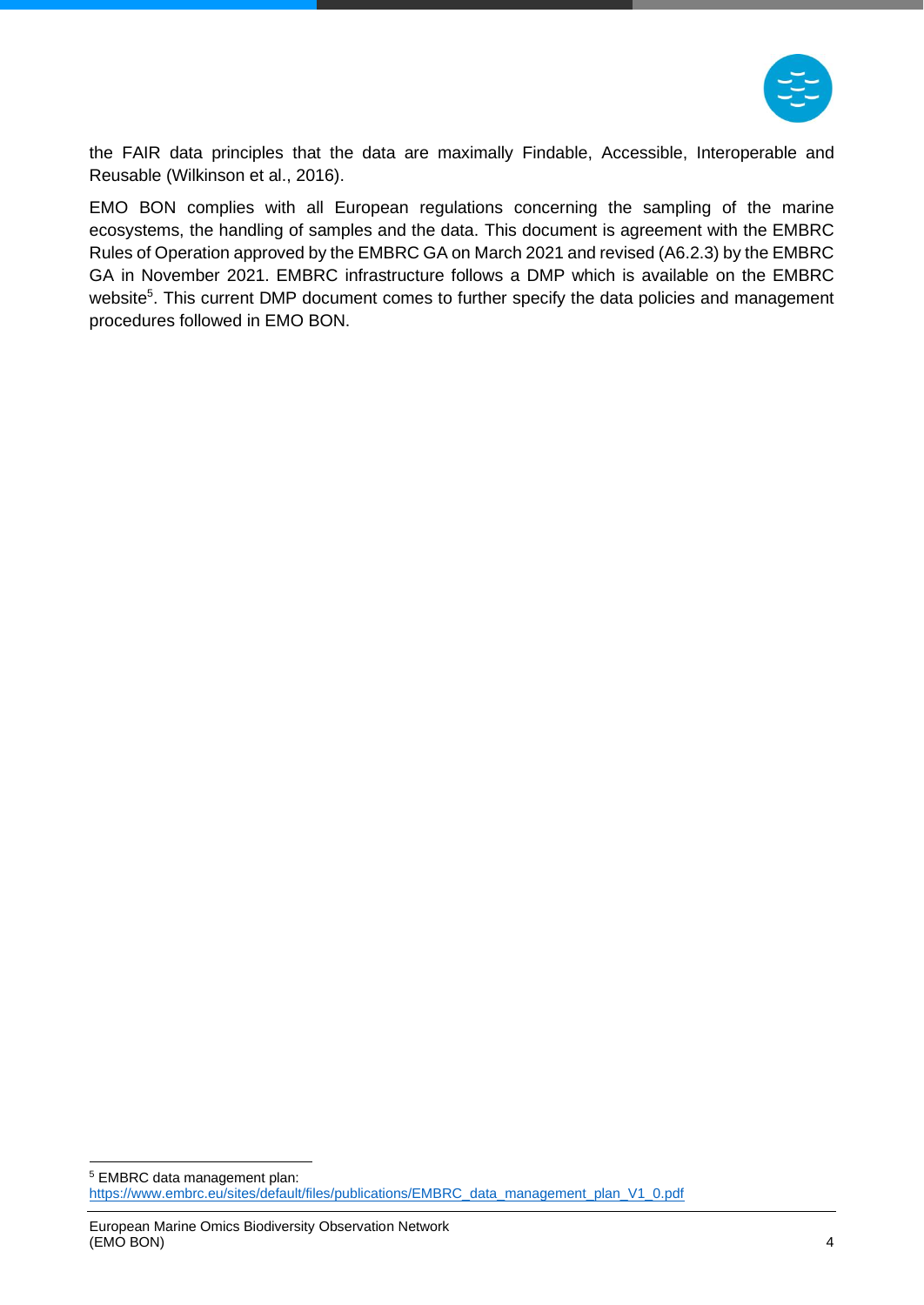the FAIR data principles that the data are maximally Findable, Accessible, Interoperable and Reusable (Wilkinson et al., 2016).

EMO BON complies with all European regulations concerning the sampling of the marine ecosystems, the handling of samples and the data. This document is agreement with the EMBRC Rules of Operation approved by the EMBRC GA on March 2021 and revised (A6.2.3) by the EMBRC GA in November 2021. EMBRC infrastructure follows a DMP which is available on the EMBRC website[5]. This current DMP document comes to further specify the data policies and management procedures followed in EMO BON.

[5] EMBRC data management plan: https://www.embrc.eu/sites/default/files/publications/EMBRC_data_management_plan_V1_0.pdf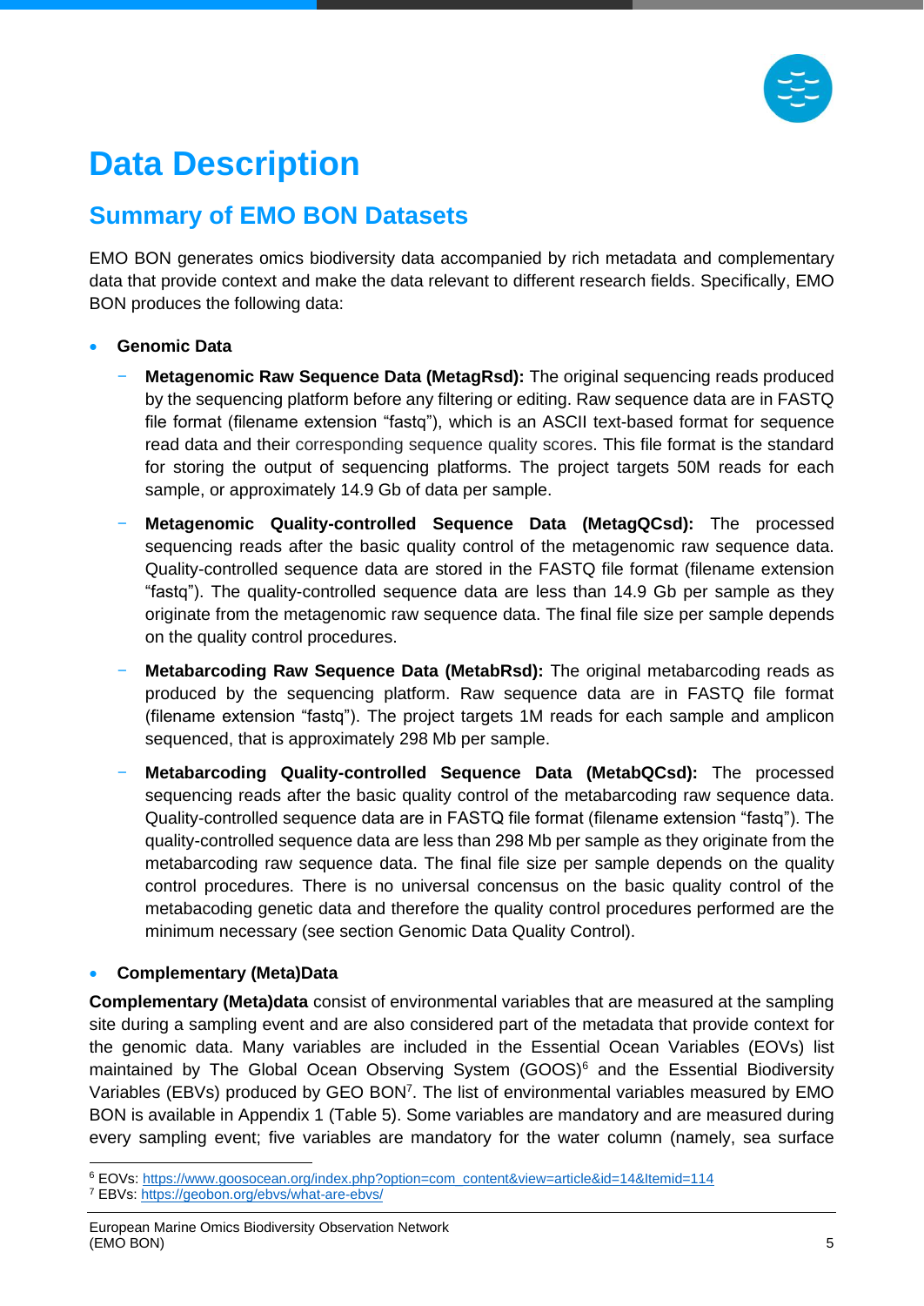# Data Description

## Summary of EMO BON Datasets

EMO BON generates omics biodiversity data accompanied by rich metadata and complementary data that provide context and make the data relevant to different research fields. Specifically, EMO BON produces the following data:

- **Genomic Data**
  - **Metagenomic Raw Sequence Data (MetagRsd):** The original sequencing reads produced by the sequencing platform before any filtering or editing. Raw sequence data are in FASTQ file format (filename extension "fastq"), which is an ASCII text-based format for sequence read data and their corresponding sequence quality scores. This file format is the standard for storing the output of sequencing platforms. The project targets 50M reads for each sample, or approximately 14.9 Gb of data per sample.
  - **Metagenomic Quality-controlled Sequence Data (MetagQCsd):** The processed sequencing reads after the basic quality control of the metagenomic raw sequence data. Quality-controlled sequence data are stored in the FASTQ file format (filename extension "fastq"). The quality-controlled sequence data are less than 14.9 Gb per sample as they originate from the metagenomic raw sequence data. The final file size per sample depends on the quality control procedures.
  - **Metabarcoding Raw Sequence Data (MetabRsd):** The original metabarcoding reads as produced by the sequencing platform. Raw sequence data are in FASTQ file format (filename extension "fastq"). The project targets 1M reads for each sample and amplicon sequenced, that is approximately 298 Mb per sample.
  - **Metabarcoding Quality-controlled Sequence Data (MetabQCsd):** The processed sequencing reads after the basic quality control of the metabarcoding raw sequence data. Quality-controlled sequence data are in FASTQ file format (filename extension "fastq"). The quality-controlled sequence data are less than 298 Mb per sample as they originate from the metabarcoding raw sequence data. The final file size per sample depends on the quality control procedures. There is no universal concensus on the basic quality control of the metabacoding genetic data and therefore the quality control procedures performed are the minimum necessary (see section Genomic Data Quality Control).

- **Complementary (Meta)Data**

**Complementary (Meta)data** consist of environmental variables that are measured at the sampling site during a sampling event and are also considered part of the metadata that provide context for the genomic data. Many variables are included in the Essential Ocean Variables (EOVs) list maintained by The Global Ocean Observing System (GOOS)[6] and the Essential Biodiversity Variables (EBVs) produced by GEO BON[7]. The list of environmental variables measured by EMO BON is available in Appendix 1 (Table 5). Some variables are mandatory and are measured during every sampling event; five variables are mandatory for the water column (namely, sea surface

[6] EOVs: https://www.goosocean.org/index.php?option=com_content&view=article&id=14&Itemid=114

[7] EBVs: https://geobon.org/ebvs/what-are-ebvs/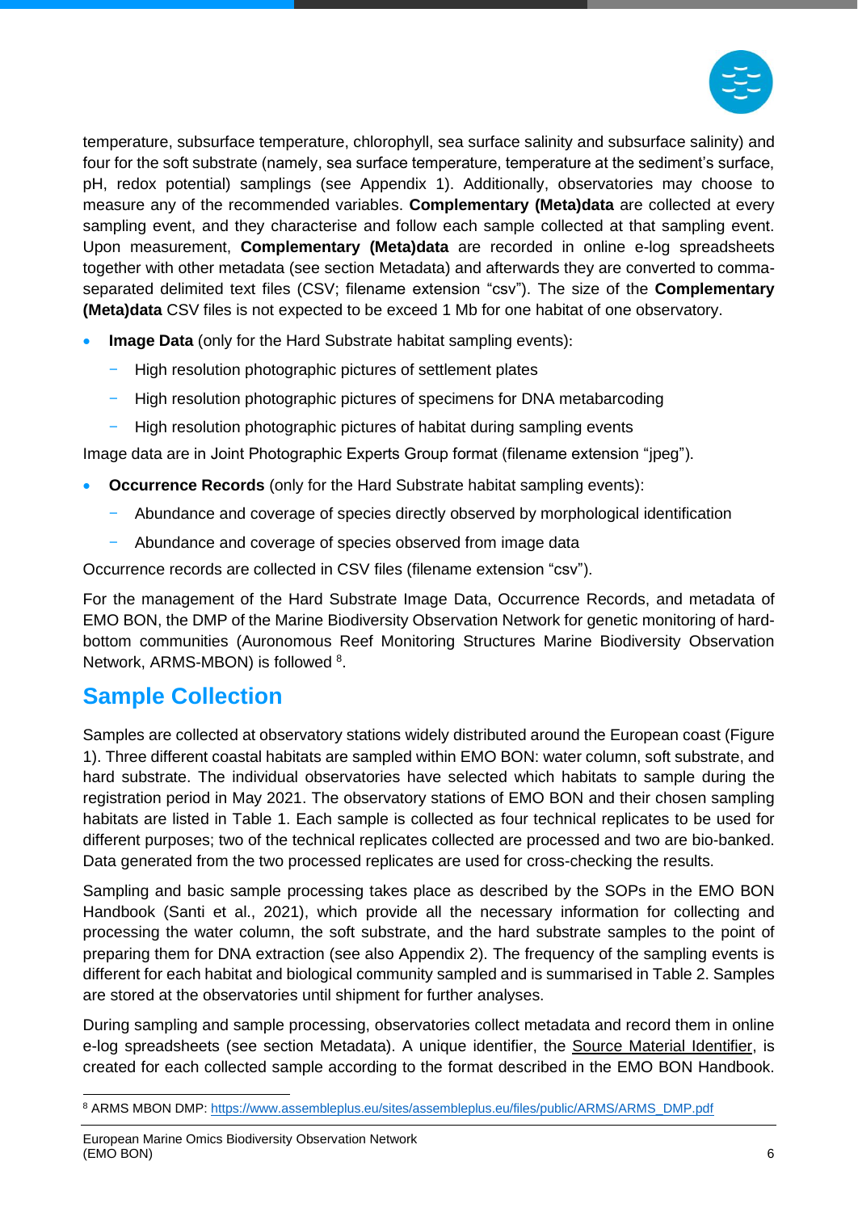temperature, subsurface temperature, chlorophyll, sea surface salinity and subsurface salinity) and four for the soft substrate (namely, sea surface temperature, temperature at the sediment's surface, pH, redox potential) samplings (see Appendix 1). Additionally, observatories may choose to measure any of the recommended variables. **Complementary (Meta)data** are collected at every sampling event, and they characterise and follow each sample collected at that sampling event. Upon measurement, **Complementary (Meta)data** are recorded in online e-log spreadsheets together with other metadata (see section Metadata) and afterwards they are converted to comma-separated delimited text files (CSV; filename extension "csv"). The size of the **Complementary (Meta)data** CSV files is not expected to be exceed 1 Mb for one habitat of one observatory.

- **Image Data** (only for the Hard Substrate habitat sampling events):
  - High resolution photographic pictures of settlement plates
  - High resolution photographic pictures of specimens for DNA metabarcoding
  - High resolution photographic pictures of habitat during sampling events

Image data are in Joint Photographic Experts Group format (filename extension "jpeg").

- **Occurrence Records** (only for the Hard Substrate habitat sampling events):
  - Abundance and coverage of species directly observed by morphological identification
  - Abundance and coverage of species observed from image data

Occurrence records are collected in CSV files (filename extension "csv").

For the management of the Hard Substrate Image Data, Occurrence Records, and metadata of EMO BON, the DMP of the Marine Biodiversity Observation Network for genetic monitoring of hard-bottom communities (Auronomous Reef Monitoring Structures Marine Biodiversity Observation Network, ARMS-MBON) is followed [8].

## Sample Collection

Samples are collected at observatory stations widely distributed around the European coast (Figure 1). Three different coastal habitats are sampled within EMO BON: water column, soft substrate, and hard substrate. The individual observatories have selected which habitats to sample during the registration period in May 2021. The observatory stations of EMO BON and their chosen sampling habitats are listed in Table 1. Each sample is collected as four technical replicates to be used for different purposes; two of the technical replicates collected are processed and two are bio-banked. Data generated from the two processed replicates are used for cross-checking the results.

Sampling and basic sample processing takes place as described by the SOPs in the EMO BON Handbook (Santi et al., 2021), which provide all the necessary information for collecting and processing the water column, the soft substrate, and the hard substrate samples to the point of preparing them for DNA extraction (see also Appendix 2). The frequency of the sampling events is different for each habitat and biological community sampled and is summarised in Table 2. Samples are stored at the observatories until shipment for further analyses.

During sampling and sample processing, observatories collect metadata and record them in online e-log spreadsheets (see section Metadata). A unique identifier, the Source Material Identifier, is created for each collected sample according to the format described in the EMO BON Handbook.

[8] ARMS MBON DMP: https://www.assembleplus.eu/sites/assembleplus.eu/files/public/ARMS/ARMS_DMP.pdf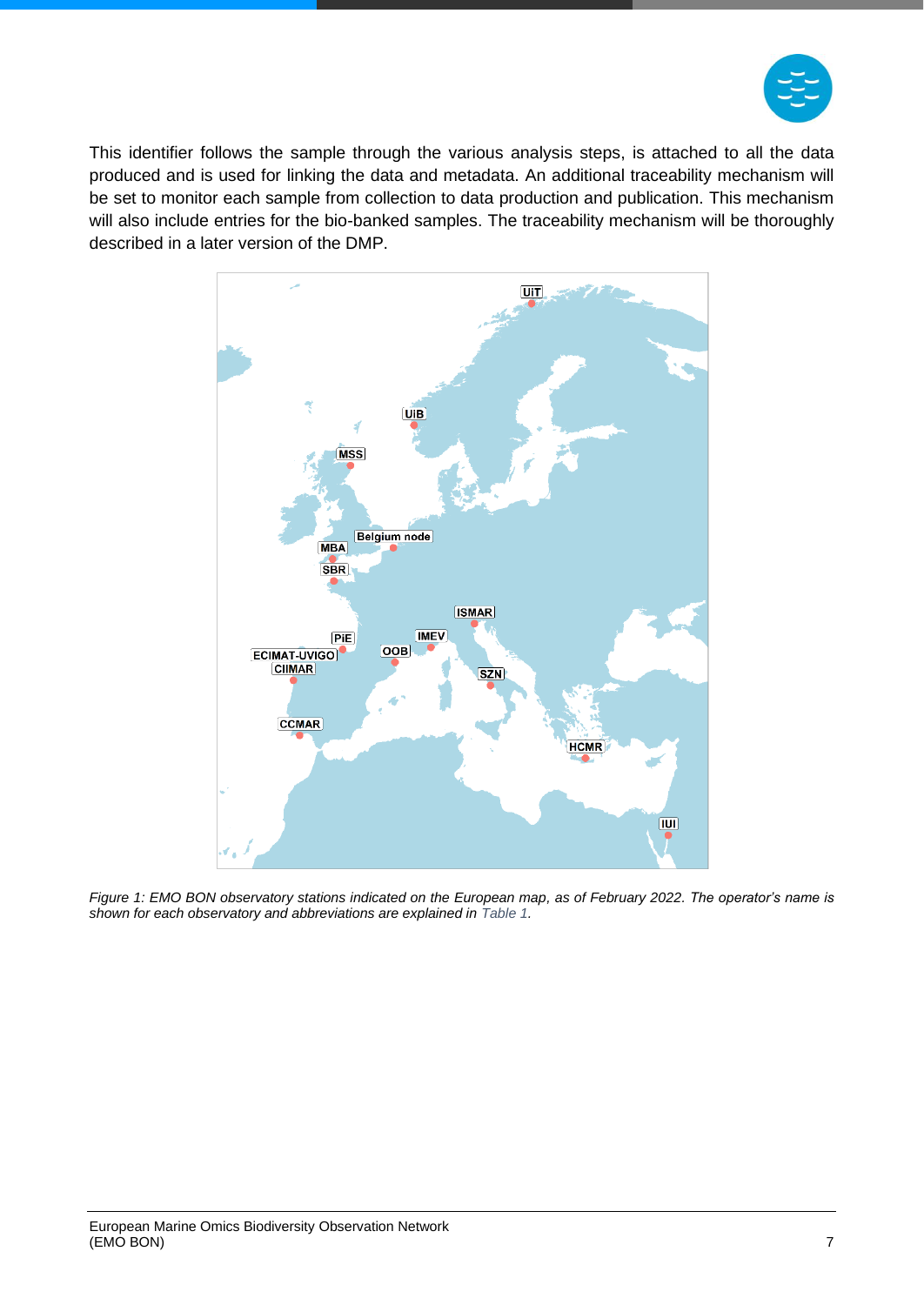This identifier follows the sample through the various analysis steps, is attached to all the data produced and is used for linking the data and metadata. An additional traceability mechanism will be set to monitor each sample from collection to data production and publication. This mechanism will also include entries for the bio-banked samples. The traceability mechanism will be thoroughly described in a later version of the DMP.

*Figure 1: EMO BON observatory stations indicated on the European map, as of February 2022. The operator's name is shown for each observatory and abbreviations are explained in Table 1.*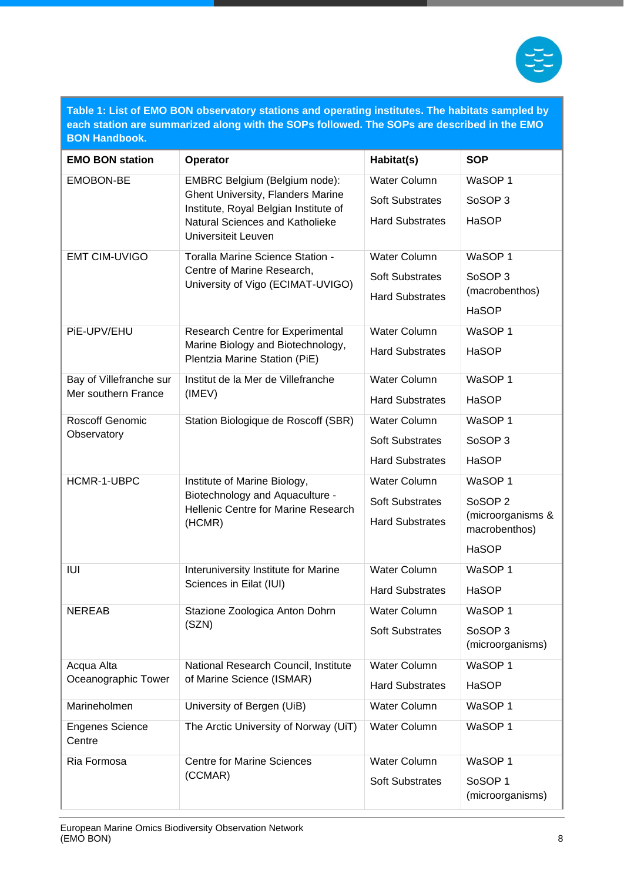**Table 1: List of EMO BON observatory stations and operating institutes. The habitats sampled by each station are summarized along with the SOPs followed. The SOPs are described in the EMO BON Handbook.**

| EMO BON station | Operator | Habitat(s) | SOP |
|---|---|---|---|
| EMOBON-BE | EMBRC Belgium (Belgium node): Ghent University, Flanders Marine Institute, Royal Belgian Institute of Natural Sciences and Katholieke Universiteit Leuven | Water Column<br>Soft Substrates<br>Hard Substrates | WaSOP 1<br>SoSOP 3<br>HaSOP |
| EMT CIM-UVIGO | Toralla Marine Science Station - Centre of Marine Research, University of Vigo (ECIMAT-UVIGO) | Water Column<br>Soft Substrates<br>Hard Substrates | WaSOP 1<br>SoSOP 3 (macrobenthos)<br>HaSOP |
| PiE-UPV/EHU | Research Centre for Experimental Marine Biology and Biotechnology, Plentzia Marine Station (PiE) | Water Column<br>Hard Substrates | WaSOP 1<br>HaSOP |
| Bay of Villefranche sur Mer southern France | Institut de la Mer de Villefranche (IMEV) | Water Column<br>Hard Substrates | WaSOP 1<br>HaSOP |
| Roscoff Genomic Observatory | Station Biologique de Roscoff (SBR) | Water Column<br>Soft Substrates<br>Hard Substrates | WaSOP 1<br>SoSOP 3<br>HaSOP |
| HCMR-1-UBPC | Institute of Marine Biology, Biotechnology and Aquaculture - Hellenic Centre for Marine Research (HCMR) | Water Column<br>Soft Substrates<br>Hard Substrates | WaSOP 1<br>SoSOP 2 (microorganisms & macrobenthos)<br>HaSOP |
| IUI | Interuniversity Institute for Marine Sciences in Eilat (IUI) | Water Column<br>Hard Substrates | WaSOP 1<br>HaSOP |
| NEREAB | Stazione Zoologica Anton Dohrn (SZN) | Water Column<br>Soft Substrates | WaSOP 1<br>SoSOP 3 (microorganisms) |
| Acqua Alta Oceanographic Tower | National Research Council, Institute of Marine Science (ISMAR) | Water Column<br>Hard Substrates | WaSOP 1<br>HaSOP |
| Marineholmen | University of Bergen (UiB) | Water Column | WaSOP 1 |
| Engenes Science Centre | The Arctic University of Norway (UiT) | Water Column | WaSOP 1 |
| Ria Formosa | Centre for Marine Sciences (CCMAR) | Water Column<br>Soft Substrates | WaSOP 1<br>SoSOP 1 (microorganisms) |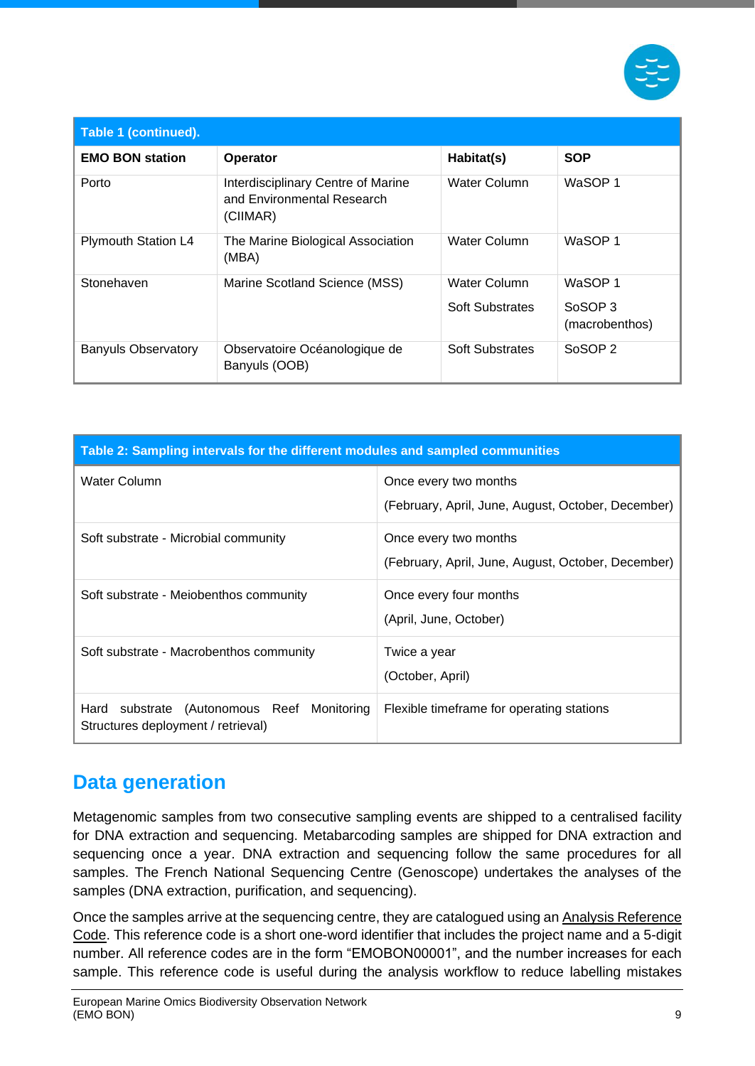| Table 1 (continued). | | | |
|---|---|---|---|
| **EMO BON station** | **Operator** | **Habitat(s)** | **SOP** |
| Porto | Interdisciplinary Centre of Marine and Environmental Research (CIIMAR) | Water Column | WaSOP 1 |
| Plymouth Station L4 | The Marine Biological Association (MBA) | Water Column | WaSOP 1 |
| Stonehaven | Marine Scotland Science (MSS) | Water Column<br><br>Soft Substrates | WaSOP 1<br><br>SoSOP 3 (macrobenthos) |
| Banyuls Observatory | Observatoire Océanologique de Banyuls (OOB) | Soft Substrates | SoSOP 2 |

| Table 2: Sampling intervals for the different modules and sampled communities | |
|---|---|
| Water Column | Once every two months<br>(February, April, June, August, October, December) |
| Soft substrate - Microbial community | Once every two months<br>(February, April, June, August, October, December) |
| Soft substrate - Meiobenthos community | Once every four months<br>(April, June, October) |
| Soft substrate - Macrobenthos community | Twice a year<br>(October, April) |
| Hard substrate (Autonomous Reef Monitoring Structures deployment / retrieval) | Flexible timeframe for operating stations |

## Data generation

Metagenomic samples from two consecutive sampling events are shipped to a centralised facility for DNA extraction and sequencing. Metabarcoding samples are shipped for DNA extraction and sequencing once a year. DNA extraction and sequencing follow the same procedures for all samples. The French National Sequencing Centre (Genoscope) undertakes the analyses of the samples (DNA extraction, purification, and sequencing).

Once the samples arrive at the sequencing centre, they are catalogued using an Analysis Reference Code. This reference code is a short one-word identifier that includes the project name and a 5-digit number. All reference codes are in the form "EMOBON00001", and the number increases for each sample. This reference code is useful during the analysis workflow to reduce labelling mistakes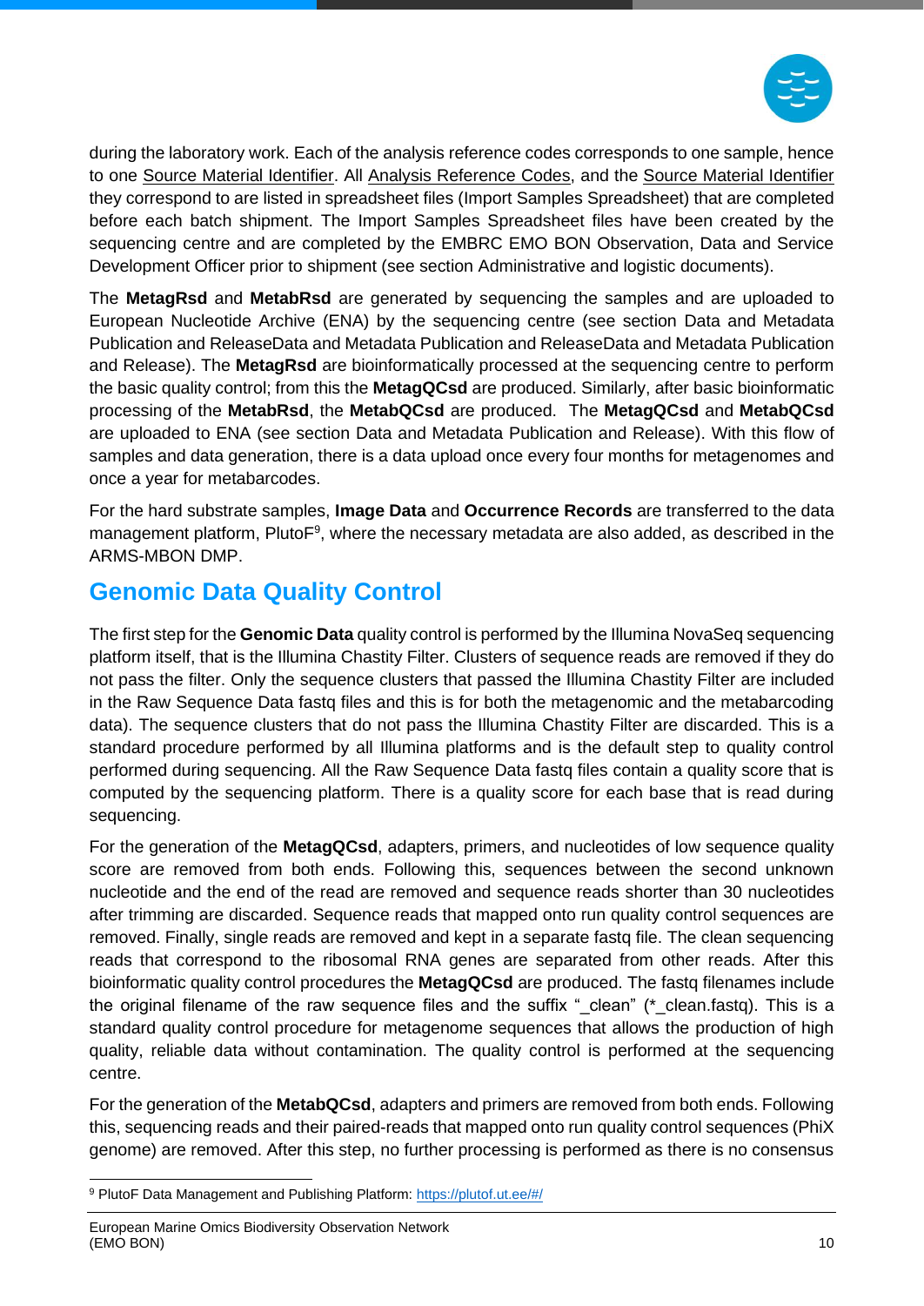during the laboratory work. Each of the analysis reference codes corresponds to one sample, hence to one Source Material Identifier. All Analysis Reference Codes, and the Source Material Identifier they correspond to are listed in spreadsheet files (Import Samples Spreadsheet) that are completed before each batch shipment. The Import Samples Spreadsheet files have been created by the sequencing centre and are completed by the EMBRC EMO BON Observation, Data and Service Development Officer prior to shipment (see section Administrative and logistic documents).

The **MetagRsd** and **MetabRsd** are generated by sequencing the samples and are uploaded to European Nucleotide Archive (ENA) by the sequencing centre (see section Data and Metadata Publication and ReleaseData and Metadata Publication and ReleaseData and Metadata Publication and Release). The **MetagRsd** are bioinformatically processed at the sequencing centre to perform the basic quality control; from this the **MetagQCsd** are produced. Similarly, after basic bioinformatic processing of the **MetabRsd**, the **MetabQCsd** are produced. The **MetagQCsd** and **MetabQCsd** are uploaded to ENA (see section Data and Metadata Publication and Release). With this flow of samples and data generation, there is a data upload once every four months for metagenomes and once a year for metabarcodes.

For the hard substrate samples, **Image Data** and **Occurrence Records** are transferred to the data management platform, PlutoF[9], where the necessary metadata are also added, as described in the ARMS-MBON DMP.

## Genomic Data Quality Control

The first step for the **Genomic Data** quality control is performed by the Illumina NovaSeq sequencing platform itself, that is the Illumina Chastity Filter. Clusters of sequence reads are removed if they do not pass the filter. Only the sequence clusters that passed the Illumina Chastity Filter are included in the Raw Sequence Data fastq files and this is for both the metagenomic and the metabarcoding data). The sequence clusters that do not pass the Illumina Chastity Filter are discarded. This is a standard procedure performed by all Illumina platforms and is the default step to quality control performed during sequencing. All the Raw Sequence Data fastq files contain a quality score that is computed by the sequencing platform. There is a quality score for each base that is read during sequencing.

For the generation of the **MetagQCsd**, adapters, primers, and nucleotides of low sequence quality score are removed from both ends. Following this, sequences between the second unknown nucleotide and the end of the read are removed and sequence reads shorter than 30 nucleotides after trimming are discarded. Sequence reads that mapped onto run quality control sequences are removed. Finally, single reads are removed and kept in a separate fastq file. The clean sequencing reads that correspond to the ribosomal RNA genes are separated from other reads. After this bioinformatic quality control procedures the **MetagQCsd** are produced. The fastq filenames include the original filename of the raw sequence files and the suffix "_clean" (*_clean.fastq). This is a standard quality control procedure for metagenome sequences that allows the production of high quality, reliable data without contamination. The quality control is performed at the sequencing centre.

For the generation of the **MetabQCsd**, adapters and primers are removed from both ends. Following this, sequencing reads and their paired-reads that mapped onto run quality control sequences (PhiX genome) are removed. After this step, no further processing is performed as there is no consensus

[9] PlutoF Data Management and Publishing Platform: https://plutof.ut.ee/#/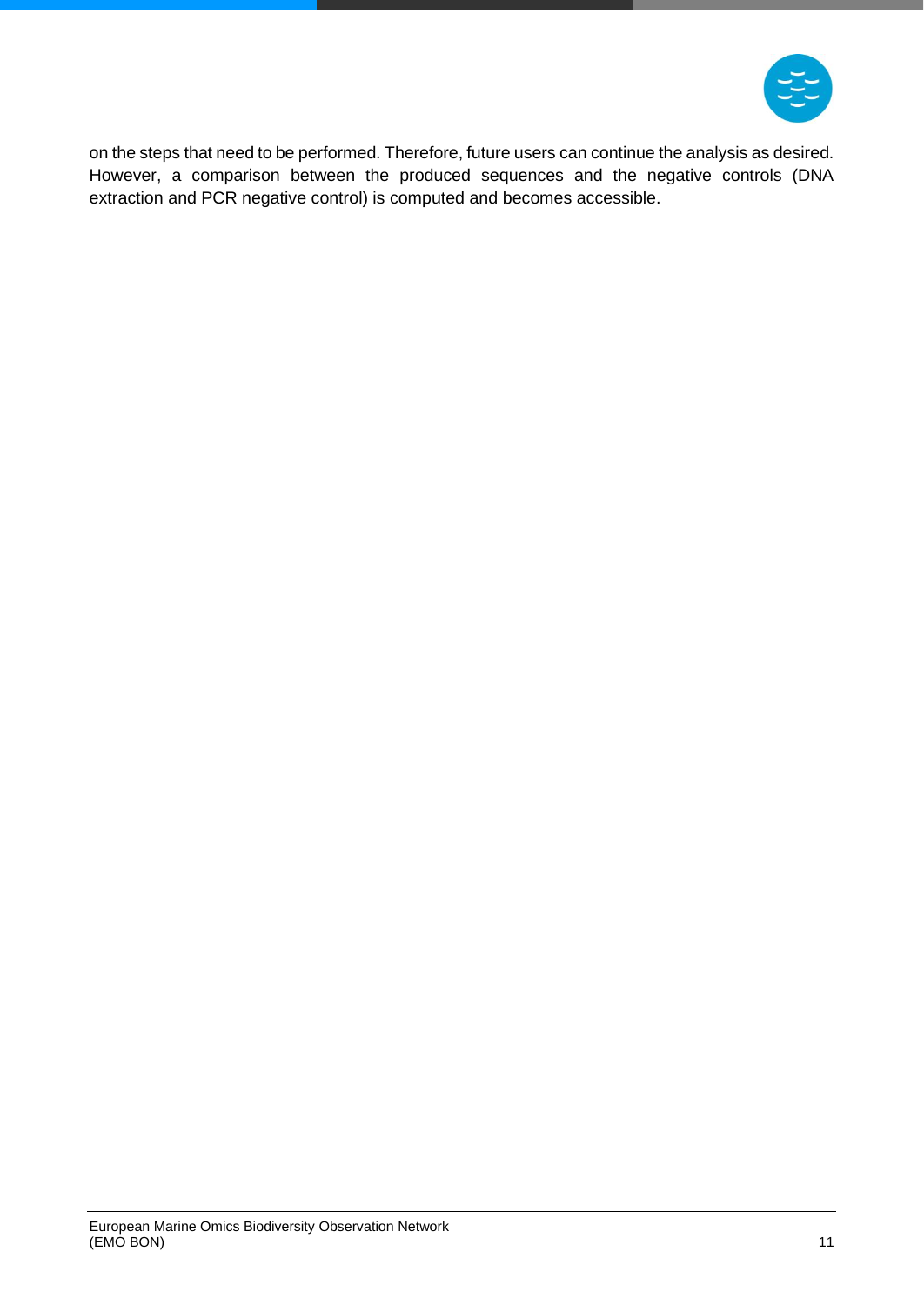on the steps that need to be performed. Therefore, future users can continue the analysis as desired. However, a comparison between the produced sequences and the negative controls (DNA extraction and PCR negative control) is computed and becomes accessible.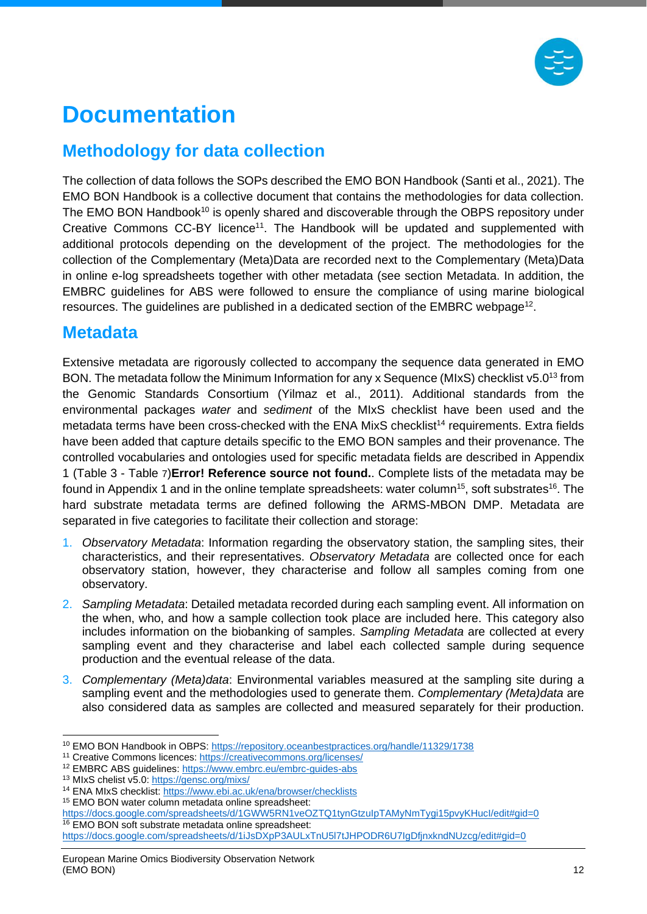# Documentation

## Methodology for data collection

The collection of data follows the SOPs described the EMO BON Handbook (Santi et al., 2021). The EMO BON Handbook is a collective document that contains the methodologies for data collection. The EMO BON Handbook[10] is openly shared and discoverable through the OBPS repository under Creative Commons CC-BY licence[11]. The Handbook will be updated and supplemented with additional protocols depending on the development of the project. The methodologies for the collection of the Complementary (Meta)Data are recorded next to the Complementary (Meta)Data in online e-log spreadsheets together with other metadata (see section Metadata. In addition, the EMBRC guidelines for ABS were followed to ensure the compliance of using marine biological resources. The guidelines are published in a dedicated section of the EMBRC webpage[12].

## Metadata

Extensive metadata are rigorously collected to accompany the sequence data generated in EMO BON. The metadata follow the Minimum Information for any x Sequence (MIxS) checklist v5.0[13] from the Genomic Standards Consortium (Yilmaz et al., 2011). Additional standards from the environmental packages *water* and *sediment* of the MIxS checklist have been used and the metadata terms have been cross-checked with the ENA MixS checklist[14] requirements. Extra fields have been added that capture details specific to the EMO BON samples and their provenance. The controlled vocabularies and ontologies used for specific metadata fields are described in Appendix 1 (Table 3 - Table 7)**Error! Reference source not found.**. Complete lists of the metadata may be found in Appendix 1 and in the online template spreadsheets: water column[15], soft substrates[16]. The hard substrate metadata terms are defined following the ARMS-MBON DMP. Metadata are separated in five categories to facilitate their collection and storage:

1. *Observatory Metadata*: Information regarding the observatory station, the sampling sites, their characteristics, and their representatives. *Observatory Metadata* are collected once for each observatory station, however, they characterise and follow all samples coming from one observatory.
2. *Sampling Metadata*: Detailed metadata recorded during each sampling event. All information on the when, who, and how a sample collection took place are included here. This category also includes information on the biobanking of samples. *Sampling Metadata* are collected at every sampling event and they characterise and label each collected sample during sequence production and the eventual release of the data.
3. *Complementary (Meta)data*: Environmental variables measured at the sampling site during a sampling event and the methodologies used to generate them. *Complementary (Meta)data* are also considered data as samples are collected and measured separately for their production.

---

[10] EMO BON Handbook in OBPS: https://repository.oceanbestpractices.org/handle/11329/1738
[11] Creative Commons licences: https://creativecommons.org/licenses/
[12] EMBRC ABS guidelines: https://www.embrc.eu/embrc-guides-abs
[13] MIxS chelist v5.0: https://gensc.org/mixs/
[14] ENA MIxS checklist: https://www.ebi.ac.uk/ena/browser/checklists
[15] EMO BON water column metadata online spreadsheet: https://docs.google.com/spreadsheets/d/1GWW5RN1veOZTQ1tynGtzuIpTAMyNmTygi15pvyKHucI/edit#gid=0
[16] EMO BON soft substrate metadata online spreadsheet: https://docs.google.com/spreadsheets/d/1iJsDXpP3AULxTnU5l7tJHPODR6U7IgDfjnxkndNUzcg/edit#gid=0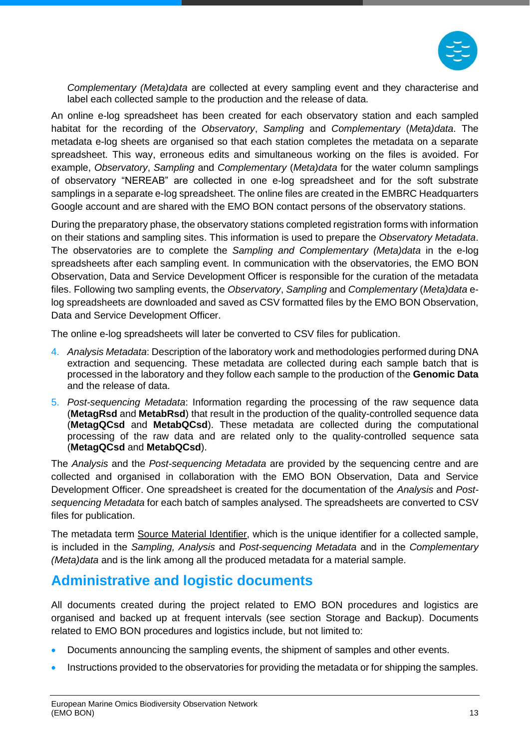*Complementary (Meta)data* are collected at every sampling event and they characterise and label each collected sample to the production and the release of data.

An online e-log spreadsheet has been created for each observatory station and each sampled habitat for the recording of the *Observatory*, *Sampling* and *Complementary* (*Meta)data*. The metadata e-log sheets are organised so that each station completes the metadata on a separate spreadsheet. This way, erroneous edits and simultaneous working on the files is avoided. For example, *Observatory*, *Sampling* and *Complementary* (*Meta)data* for the water column samplings of observatory "NEREAB" are collected in one e-log spreadsheet and for the soft substrate samplings in a separate e-log spreadsheet. The online files are created in the EMBRC Headquarters Google account and are shared with the EMO BON contact persons of the observatory stations.

During the preparatory phase, the observatory stations completed registration forms with information on their stations and sampling sites. This information is used to prepare the *Observatory Metadata*. The observatories are to complete the *Sampling and Complementary (Meta)data* in the e-log spreadsheets after each sampling event. In communication with the observatories, the EMO BON Observation, Data and Service Development Officer is responsible for the curation of the metadata files. Following two sampling events, the *Observatory*, *Sampling* and *Complementary* (*Meta)data* e-log spreadsheets are downloaded and saved as CSV formatted files by the EMO BON Observation, Data and Service Development Officer.

The online e-log spreadsheets will later be converted to CSV files for publication.

4. *Analysis Metadata*: Description of the laboratory work and methodologies performed during DNA extraction and sequencing. These metadata are collected during each sample batch that is processed in the laboratory and they follow each sample to the production of the **Genomic Data** and the release of data.
5. *Post-sequencing Metadata*: Information regarding the processing of the raw sequence data (**MetagRsd** and **MetabRsd**) that result in the production of the quality-controlled sequence data (**MetagQCsd** and **MetabQCsd**). These metadata are collected during the computational processing of the raw data and are related only to the quality-controlled sequence sata (**MetagQCsd** and **MetabQCsd**).

The *Analysis* and the *Post-sequencing Metadata* are provided by the sequencing centre and are collected and organised in collaboration with the EMO BON Observation, Data and Service Development Officer. One spreadsheet is created for the documentation of the *Analysis* and *Post-sequencing Metadata* for each batch of samples analysed. The spreadsheets are converted to CSV files for publication.

The metadata term Source Material Identifier, which is the unique identifier for a collected sample, is included in the *Sampling, Analysis* and *Post-sequencing Metadata* and in the *Complementary (Meta)data* and is the link among all the produced metadata for a material sample.

## Administrative and logistic documents

All documents created during the project related to EMO BON procedures and logistics are organised and backed up at frequent intervals (see section Storage and Backup). Documents related to EMO BON procedures and logistics include, but not limited to:

- Documents announcing the sampling events, the shipment of samples and other events.
- Instructions provided to the observatories for providing the metadata or for shipping the samples.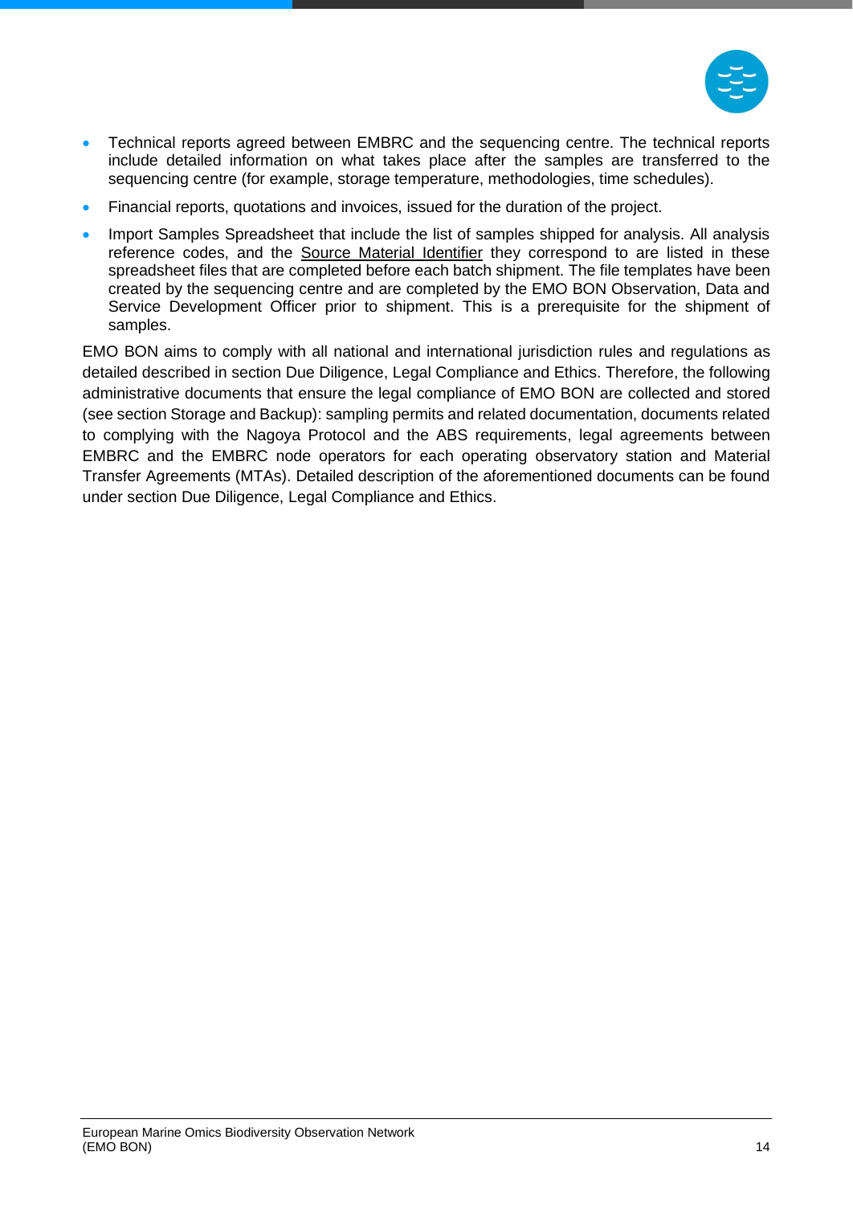- Technical reports agreed between EMBRC and the sequencing centre. The technical reports include detailed information on what takes place after the samples are transferred to the sequencing centre (for example, storage temperature, methodologies, time schedules).
- Financial reports, quotations and invoices, issued for the duration of the project.
- Import Samples Spreadsheet that include the list of samples shipped for analysis. All analysis reference codes, and the Source Material Identifier they correspond to are listed in these spreadsheet files that are completed before each batch shipment. The file templates have been created by the sequencing centre and are completed by the EMO BON Observation, Data and Service Development Officer prior to shipment. This is a prerequisite for the shipment of samples.

EMO BON aims to comply with all national and international jurisdiction rules and regulations as detailed described in section Due Diligence, Legal Compliance and Ethics. Therefore, the following administrative documents that ensure the legal compliance of EMO BON are collected and stored (see section Storage and Backup): sampling permits and related documentation, documents related to complying with the Nagoya Protocol and the ABS requirements, legal agreements between EMBRC and the EMBRC node operators for each operating observatory station and Material Transfer Agreements (MTAs). Detailed description of the aforementioned documents can be found under section Due Diligence, Legal Compliance and Ethics.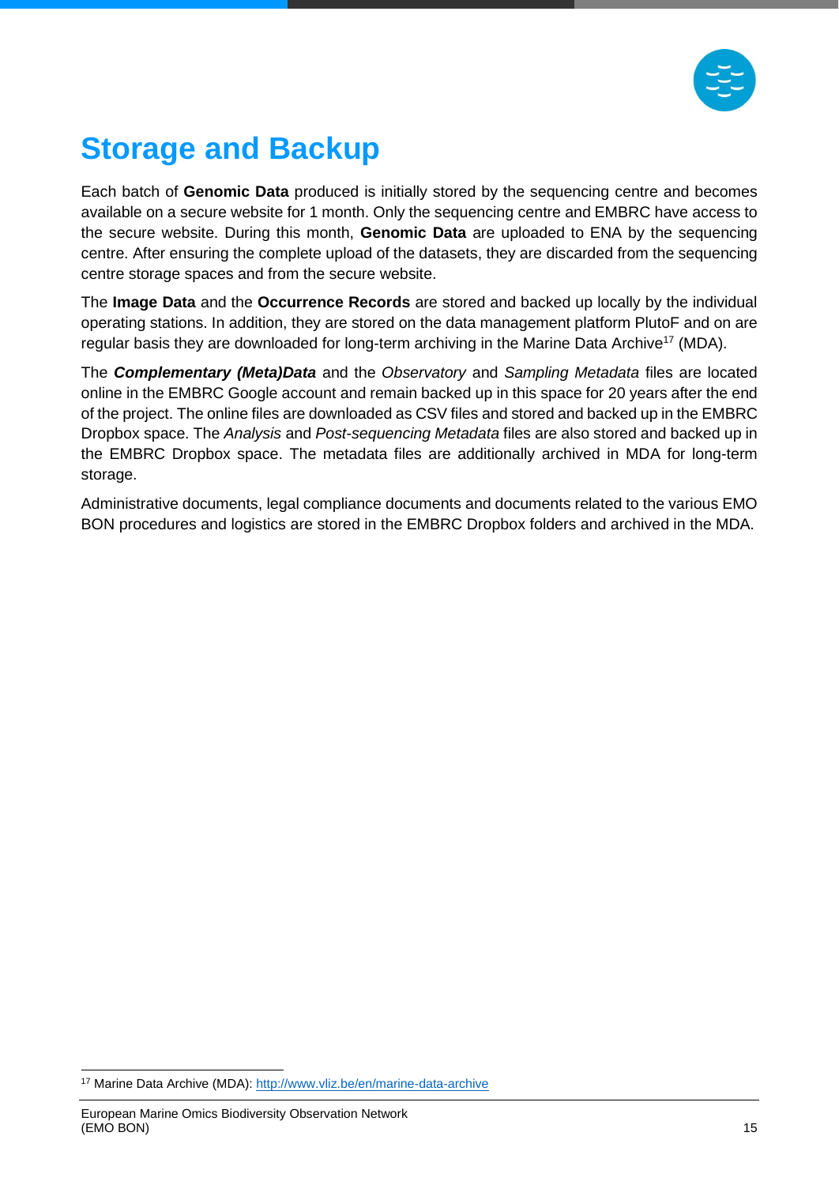# Storage and Backup

Each batch of **Genomic Data** produced is initially stored by the sequencing centre and becomes available on a secure website for 1 month. Only the sequencing centre and EMBRC have access to the secure website. During this month, **Genomic Data** are uploaded to ENA by the sequencing centre. After ensuring the complete upload of the datasets, they are discarded from the sequencing centre storage spaces and from the secure website.

The **Image Data** and the **Occurrence Records** are stored and backed up locally by the individual operating stations. In addition, they are stored on the data management platform PlutoF and on are regular basis they are downloaded for long-term archiving in the Marine Data Archive[17] (MDA).

The ***Complementary (Meta)Data*** and the *Observatory* and *Sampling Metadata* files are located online in the EMBRC Google account and remain backed up in this space for 20 years after the end of the project. The online files are downloaded as CSV files and stored and backed up in the EMBRC Dropbox space. The *Analysis* and *Post-sequencing Metadata* files are also stored and backed up in the EMBRC Dropbox space. The metadata files are additionally archived in MDA for long-term storage.

Administrative documents, legal compliance documents and documents related to the various EMO BON procedures and logistics are stored in the EMBRC Dropbox folders and archived in the MDA.

[17] Marine Data Archive (MDA): http://www.vliz.be/en/marine-data-archive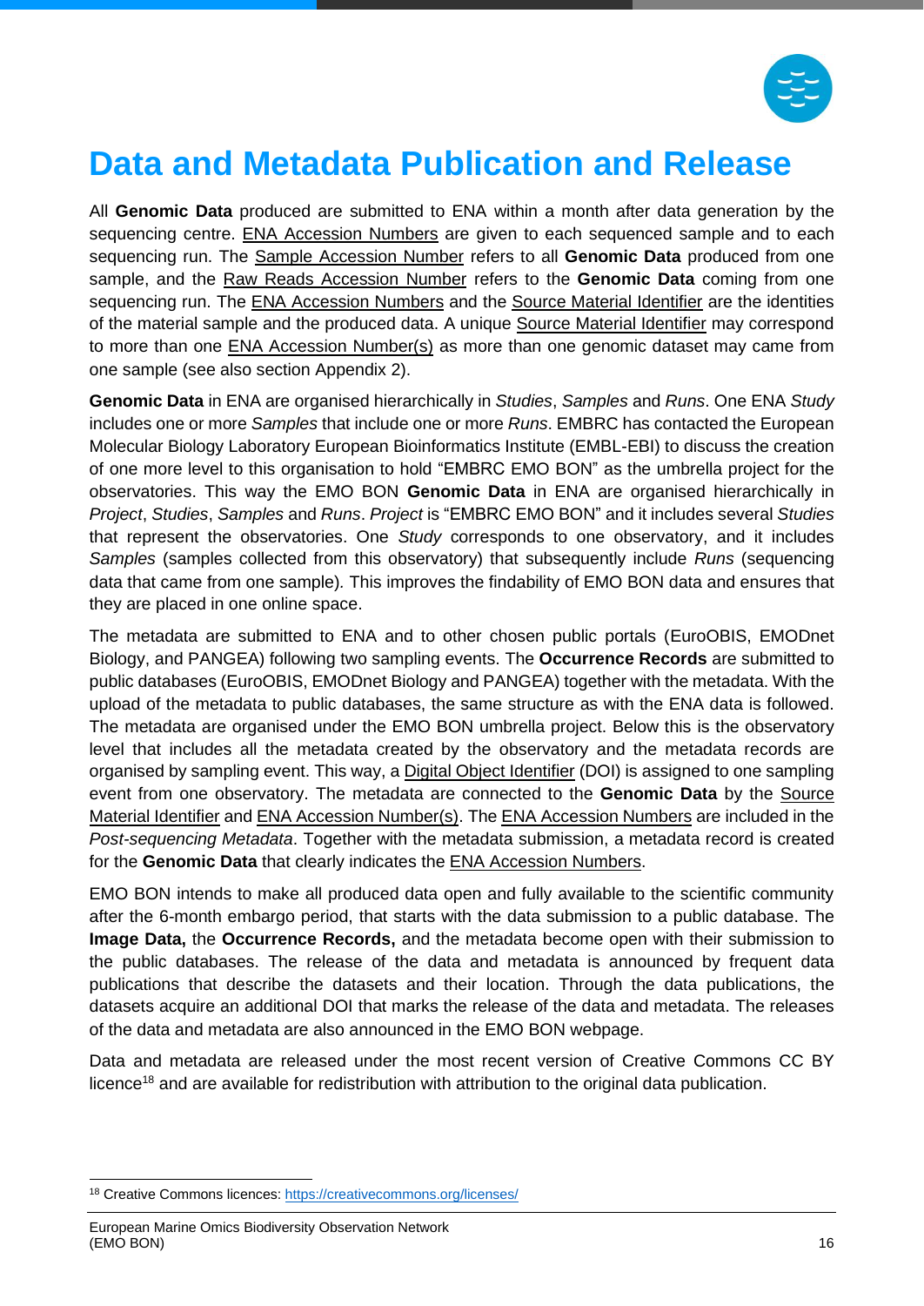# Data and Metadata Publication and Release

All **Genomic Data** produced are submitted to ENA within a month after data generation by the sequencing centre. ENA Accession Numbers are given to each sequenced sample and to each sequencing run. The Sample Accession Number refers to all **Genomic Data** produced from one sample, and the Raw Reads Accession Number refers to the **Genomic Data** coming from one sequencing run. The ENA Accession Numbers and the Source Material Identifier are the identities of the material sample and the produced data. A unique Source Material Identifier may correspond to more than one ENA Accession Number(s) as more than one genomic dataset may came from one sample (see also section Appendix 2).

**Genomic Data** in ENA are organised hierarchically in *Studies*, *Samples* and *Runs*. One ENA *Study* includes one or more *Samples* that include one or more *Runs*. EMBRC has contacted the European Molecular Biology Laboratory European Bioinformatics Institute (EMBL-EBI) to discuss the creation of one more level to this organisation to hold "EMBRC EMO BON" as the umbrella project for the observatories. This way the EMO BON **Genomic Data** in ENA are organised hierarchically in *Project*, *Studies*, *Samples* and *Runs*. *Project* is "EMBRC EMO BON" and it includes several *Studies* that represent the observatories. One *Study* corresponds to one observatory, and it includes *Samples* (samples collected from this observatory) that subsequently include *Runs* (sequencing data that came from one sample). This improves the findability of EMO BON data and ensures that they are placed in one online space.

The metadata are submitted to ENA and to other chosen public portals (EuroOBIS, EMODnet Biology, and PANGEA) following two sampling events. The **Occurrence Records** are submitted to public databases (EuroOBIS, EMODnet Biology and PANGEA) together with the metadata. With the upload of the metadata to public databases, the same structure as with the ENA data is followed. The metadata are organised under the EMO BON umbrella project. Below this is the observatory level that includes all the metadata created by the observatory and the metadata records are organised by sampling event. This way, a Digital Object Identifier (DOI) is assigned to one sampling event from one observatory. The metadata are connected to the **Genomic Data** by the Source Material Identifier and ENA Accession Number(s). The ENA Accession Numbers are included in the *Post-sequencing Metadata*. Together with the metadata submission, a metadata record is created for the **Genomic Data** that clearly indicates the ENA Accession Numbers.

EMO BON intends to make all produced data open and fully available to the scientific community after the 6-month embargo period, that starts with the data submission to a public database. The **Image Data,** the **Occurrence Records,** and the metadata become open with their submission to the public databases. The release of the data and metadata is announced by frequent data publications that describe the datasets and their location. Through the data publications, the datasets acquire an additional DOI that marks the release of the data and metadata. The releases of the data and metadata are also announced in the EMO BON webpage.

Data and metadata are released under the most recent version of Creative Commons CC BY licence[18] and are available for redistribution with attribution to the original data publication.

[18] Creative Commons licences: https://creativecommons.org/licenses/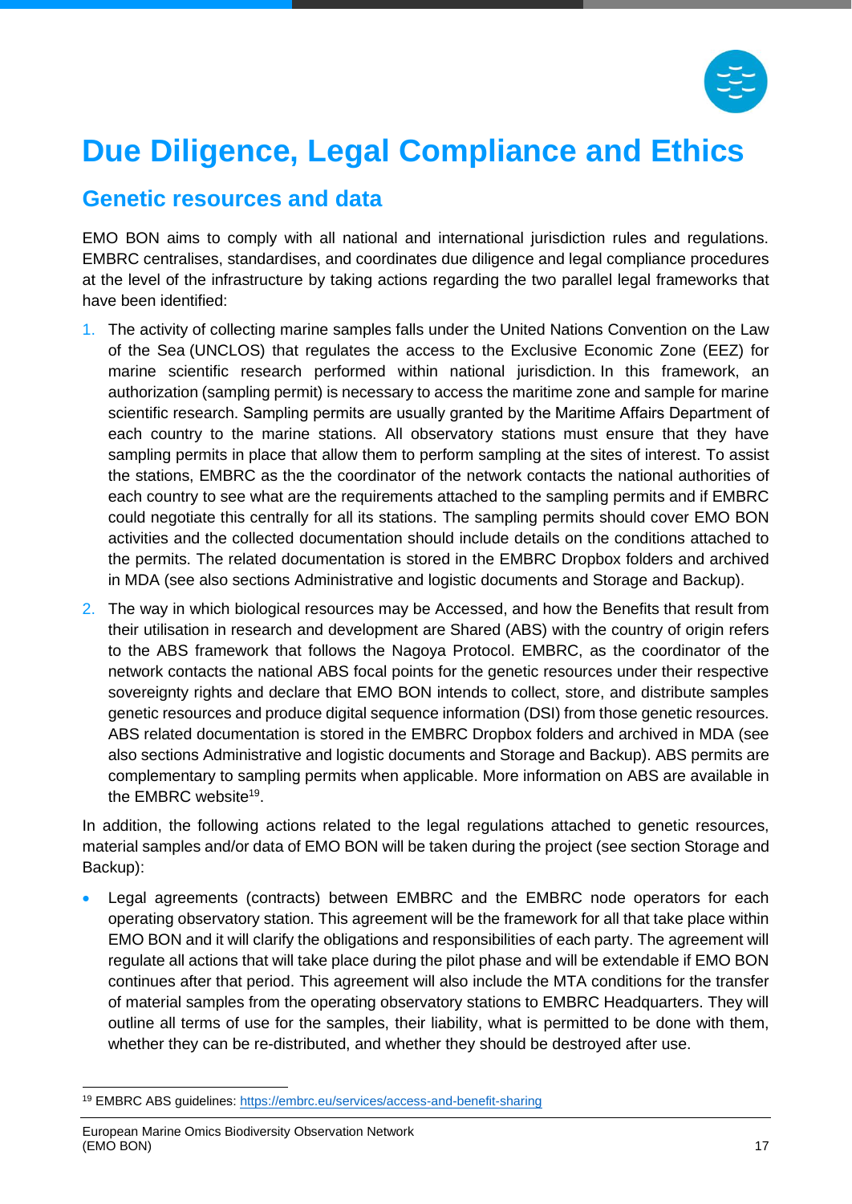# Due Diligence, Legal Compliance and Ethics

## Genetic resources and data

EMO BON aims to comply with all national and international jurisdiction rules and regulations. EMBRC centralises, standardises, and coordinates due diligence and legal compliance procedures at the level of the infrastructure by taking actions regarding the two parallel legal frameworks that have been identified:

1. The activity of collecting marine samples falls under the United Nations Convention on the Law of the Sea (UNCLOS) that regulates the access to the Exclusive Economic Zone (EEZ) for marine scientific research performed within national jurisdiction. In this framework, an authorization (sampling permit) is necessary to access the maritime zone and sample for marine scientific research. Sampling permits are usually granted by the Maritime Affairs Department of each country to the marine stations. All observatory stations must ensure that they have sampling permits in place that allow them to perform sampling at the sites of interest. To assist the stations, EMBRC as the the coordinator of the network contacts the national authorities of each country to see what are the requirements attached to the sampling permits and if EMBRC could negotiate this centrally for all its stations. The sampling permits should cover EMO BON activities and the collected documentation should include details on the conditions attached to the permits. The related documentation is stored in the EMBRC Dropbox folders and archived in MDA (see also sections Administrative and logistic documents and Storage and Backup).
2. The way in which biological resources may be Accessed, and how the Benefits that result from their utilisation in research and development are Shared (ABS) with the country of origin refers to the ABS framework that follows the Nagoya Protocol. EMBRC, as the coordinator of the network contacts the national ABS focal points for the genetic resources under their respective sovereignty rights and declare that EMO BON intends to collect, store, and distribute samples genetic resources and produce digital sequence information (DSI) from those genetic resources. ABS related documentation is stored in the EMBRC Dropbox folders and archived in MDA (see also sections Administrative and logistic documents and Storage and Backup). ABS permits are complementary to sampling permits when applicable. More information on ABS are available in the EMBRC website[19].

In addition, the following actions related to the legal regulations attached to genetic resources, material samples and/or data of EMO BON will be taken during the project (see section Storage and Backup):

- Legal agreements (contracts) between EMBRC and the EMBRC node operators for each operating observatory station. This agreement will be the framework for all that take place within EMO BON and it will clarify the obligations and responsibilities of each party. The agreement will regulate all actions that will take place during the pilot phase and will be extendable if EMO BON continues after that period. This agreement will also include the MTA conditions for the transfer of material samples from the operating observatory stations to EMBRC Headquarters. They will outline all terms of use for the samples, their liability, what is permitted to be done with them, whether they can be re-distributed, and whether they should be destroyed after use.

[19] EMBRC ABS guidelines: https://embrc.eu/services/access-and-benefit-sharing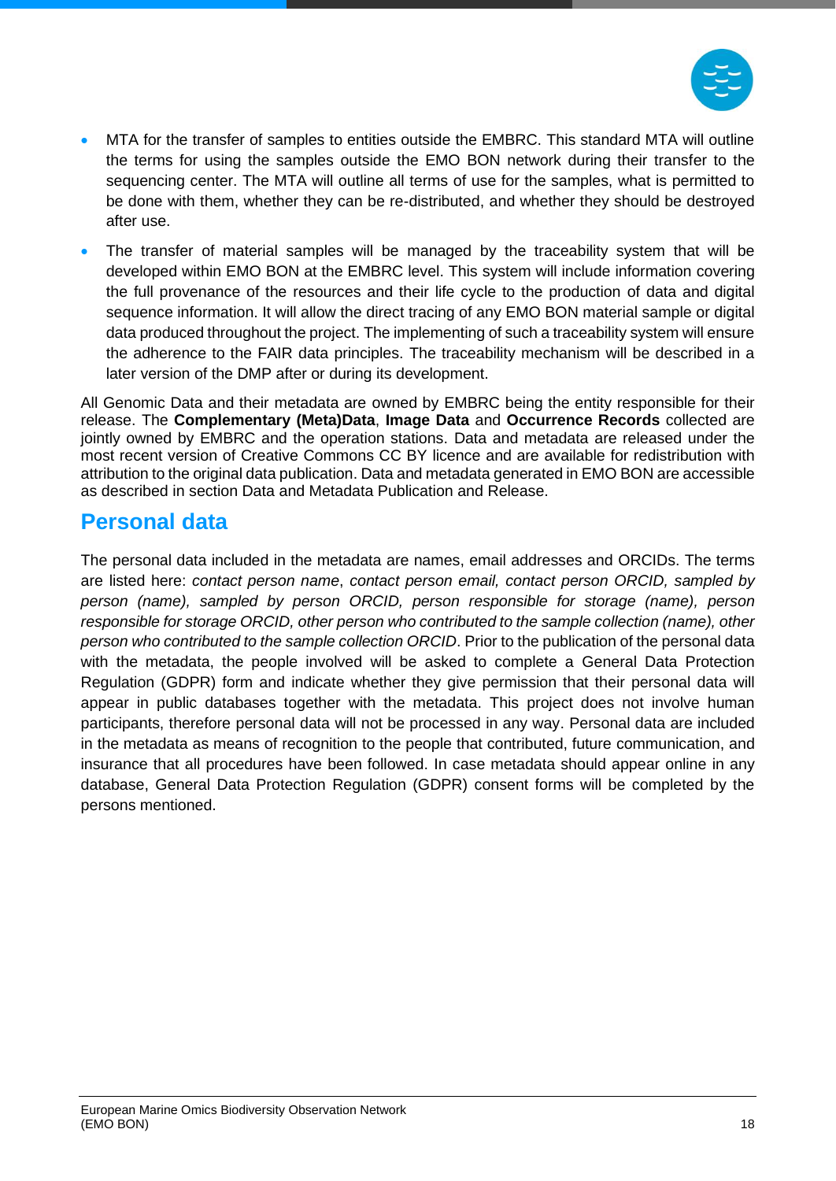- MTA for the transfer of samples to entities outside the EMBRC. This standard MTA will outline the terms for using the samples outside the EMO BON network during their transfer to the sequencing center. The MTA will outline all terms of use for the samples, what is permitted to be done with them, whether they can be re-distributed, and whether they should be destroyed after use.
- The transfer of material samples will be managed by the traceability system that will be developed within EMO BON at the EMBRC level. This system will include information covering the full provenance of the resources and their life cycle to the production of data and digital sequence information. It will allow the direct tracing of any EMO BON material sample or digital data produced throughout the project. The implementing of such a traceability system will ensure the adherence to the FAIR data principles. The traceability mechanism will be described in a later version of the DMP after or during its development.

All Genomic Data and their metadata are owned by EMBRC being the entity responsible for their release. The **Complementary (Meta)Data**, **Image Data** and **Occurrence Records** collected are jointly owned by EMBRC and the operation stations. Data and metadata are released under the most recent version of Creative Commons CC BY licence and are available for redistribution with attribution to the original data publication. Data and metadata generated in EMO BON are accessible as described in section Data and Metadata Publication and Release.

## Personal data

The personal data included in the metadata are names, email addresses and ORCIDs. The terms are listed here: *contact person name*, *contact person email, contact person ORCID, sampled by person (name), sampled by person ORCID, person responsible for storage (name), person responsible for storage ORCID, other person who contributed to the sample collection (name), other person who contributed to the sample collection ORCID*. Prior to the publication of the personal data with the metadata, the people involved will be asked to complete a General Data Protection Regulation (GDPR) form and indicate whether they give permission that their personal data will appear in public databases together with the metadata. This project does not involve human participants, therefore personal data will not be processed in any way. Personal data are included in the metadata as means of recognition to the people that contributed, future communication, and insurance that all procedures have been followed. In case metadata should appear online in any database, General Data Protection Regulation (GDPR) consent forms will be completed by the persons mentioned.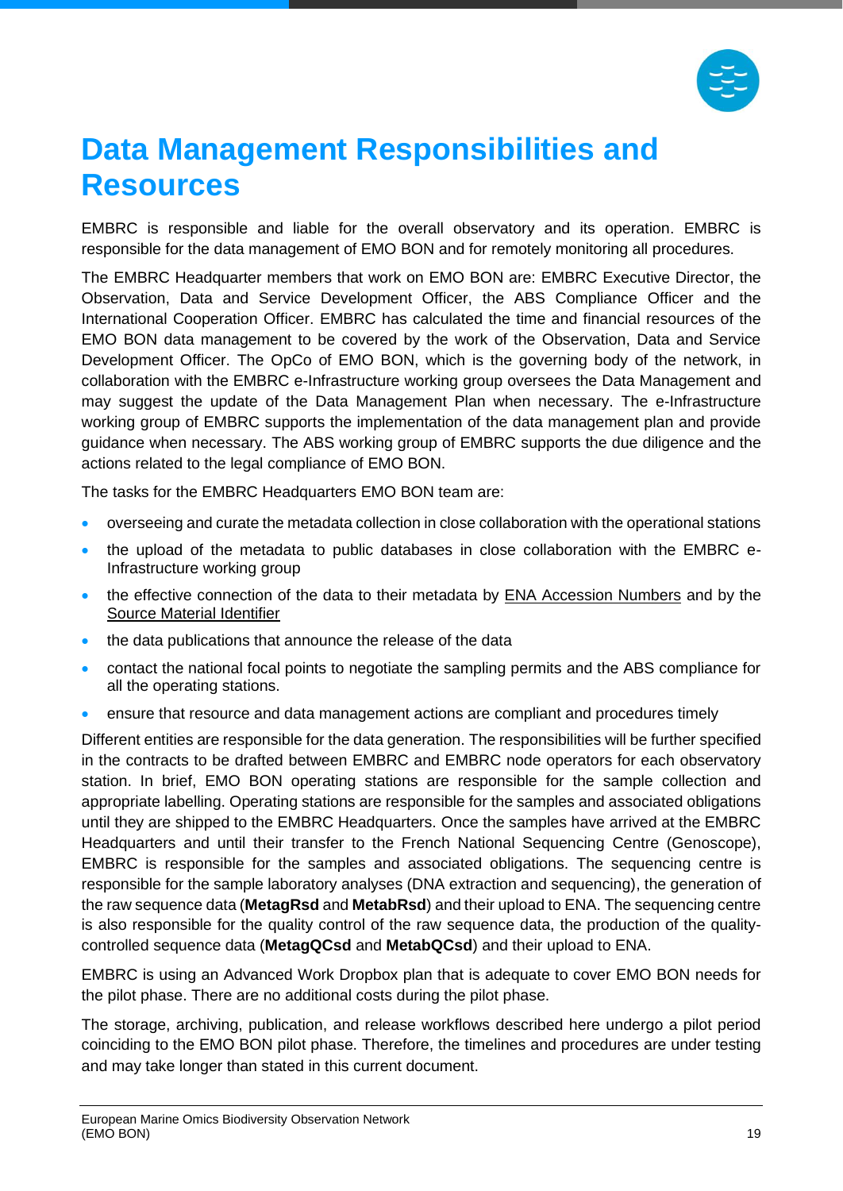# Data Management Responsibilities and Resources

EMBRC is responsible and liable for the overall observatory and its operation. EMBRC is responsible for the data management of EMO BON and for remotely monitoring all procedures.

The EMBRC Headquarter members that work on EMO BON are: EMBRC Executive Director, the Observation, Data and Service Development Officer, the ABS Compliance Officer and the International Cooperation Officer. EMBRC has calculated the time and financial resources of the EMO BON data management to be covered by the work of the Observation, Data and Service Development Officer. The OpCo of EMO BON, which is the governing body of the network, in collaboration with the EMBRC e-Infrastructure working group oversees the Data Management and may suggest the update of the Data Management Plan when necessary. The e-Infrastructure working group of EMBRC supports the implementation of the data management plan and provide guidance when necessary. The ABS working group of EMBRC supports the due diligence and the actions related to the legal compliance of EMO BON.

The tasks for the EMBRC Headquarters EMO BON team are:

- overseeing and curate the metadata collection in close collaboration with the operational stations
- the upload of the metadata to public databases in close collaboration with the EMBRC e-Infrastructure working group
- the effective connection of the data to their metadata by ENA Accession Numbers and by the Source Material Identifier
- the data publications that announce the release of the data
- contact the national focal points to negotiate the sampling permits and the ABS compliance for all the operating stations.
- ensure that resource and data management actions are compliant and procedures timely

Different entities are responsible for the data generation. The responsibilities will be further specified in the contracts to be drafted between EMBRC and EMBRC node operators for each observatory station. In brief, EMO BON operating stations are responsible for the sample collection and appropriate labelling. Operating stations are responsible for the samples and associated obligations until they are shipped to the EMBRC Headquarters. Once the samples have arrived at the EMBRC Headquarters and until their transfer to the French National Sequencing Centre (Genoscope), EMBRC is responsible for the samples and associated obligations. The sequencing centre is responsible for the sample laboratory analyses (DNA extraction and sequencing), the generation of the raw sequence data (**MetagRsd** and **MetabRsd**) and their upload to ENA. The sequencing centre is also responsible for the quality control of the raw sequence data, the production of the quality-controlled sequence data (**MetagQCsd** and **MetabQCsd**) and their upload to ENA.

EMBRC is using an Advanced Work Dropbox plan that is adequate to cover EMO BON needs for the pilot phase. There are no additional costs during the pilot phase.

The storage, archiving, publication, and release workflows described here undergo a pilot period coinciding to the EMO BON pilot phase. Therefore, the timelines and procedures are under testing and may take longer than stated in this current document.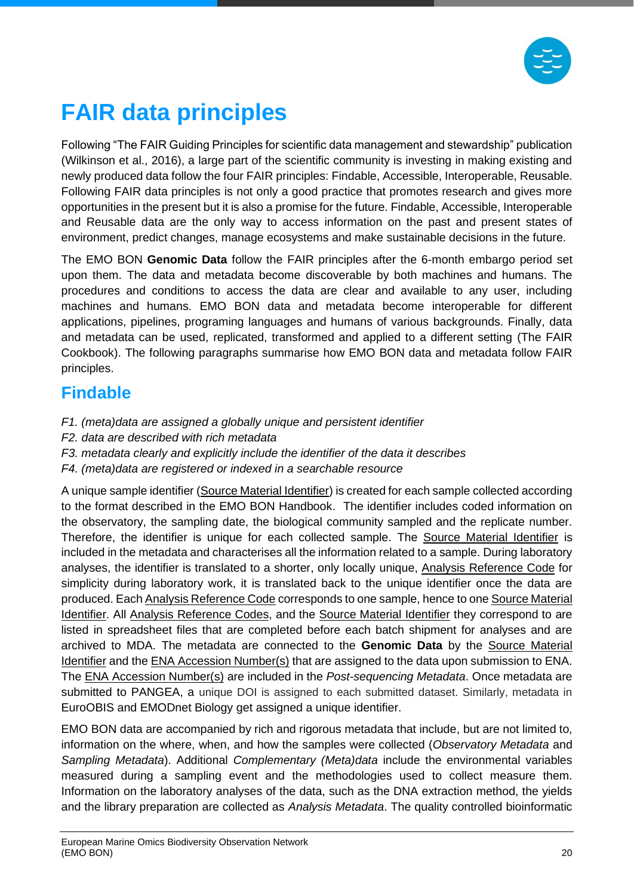# FAIR data principles

Following "The FAIR Guiding Principles for scientific data management and stewardship" publication (Wilkinson et al., 2016), a large part of the scientific community is investing in making existing and newly produced data follow the four FAIR principles: Findable, Accessible, Interoperable, Reusable. Following FAIR data principles is not only a good practice that promotes research and gives more opportunities in the present but it is also a promise for the future. Findable, Accessible, Interoperable and Reusable data are the only way to access information on the past and present states of environment, predict changes, manage ecosystems and make sustainable decisions in the future.

The EMO BON **Genomic Data** follow the FAIR principles after the 6-month embargo period set upon them. The data and metadata become discoverable by both machines and humans. The procedures and conditions to access the data are clear and available to any user, including machines and humans. EMO BON data and metadata become interoperable for different applications, pipelines, programing languages and humans of various backgrounds. Finally, data and metadata can be used, replicated, transformed and applied to a different setting (The FAIR Cookbook). The following paragraphs summarise how EMO BON data and metadata follow FAIR principles.

## Findable

*F1. (meta)data are assigned a globally unique and persistent identifier*
*F2. data are described with rich metadata*
*F3. metadata clearly and explicitly include the identifier of the data it describes*
*F4. (meta)data are registered or indexed in a searchable resource*

A unique sample identifier (Source Material Identifier) is created for each sample collected according to the format described in the EMO BON Handbook. The identifier includes coded information on the observatory, the sampling date, the biological community sampled and the replicate number. Therefore, the identifier is unique for each collected sample. The Source Material Identifier is included in the metadata and characterises all the information related to a sample. During laboratory analyses, the identifier is translated to a shorter, only locally unique, Analysis Reference Code for simplicity during laboratory work, it is translated back to the unique identifier once the data are produced. Each Analysis Reference Code corresponds to one sample, hence to one Source Material Identifier. All Analysis Reference Codes, and the Source Material Identifier they correspond to are listed in spreadsheet files that are completed before each batch shipment for analyses and are archived to MDA. The metadata are connected to the **Genomic Data** by the Source Material Identifier and the ENA Accession Number(s) that are assigned to the data upon submission to ENA. The ENA Accession Number(s) are included in the *Post-sequencing Metadata*. Once metadata are submitted to PANGEA, a unique DOI is assigned to each submitted dataset. Similarly, metadata in EuroOBIS and EMODnet Biology get assigned a unique identifier.

EMO BON data are accompanied by rich and rigorous metadata that include, but are not limited to, information on the where, when, and how the samples were collected (*Observatory Metadata* and *Sampling Metadata*). Additional *Complementary (Meta)data* include the environmental variables measured during a sampling event and the methodologies used to collect measure them. Information on the laboratory analyses of the data, such as the DNA extraction method, the yields and the library preparation are collected as *Analysis Metadata*. The quality controlled bioinformatic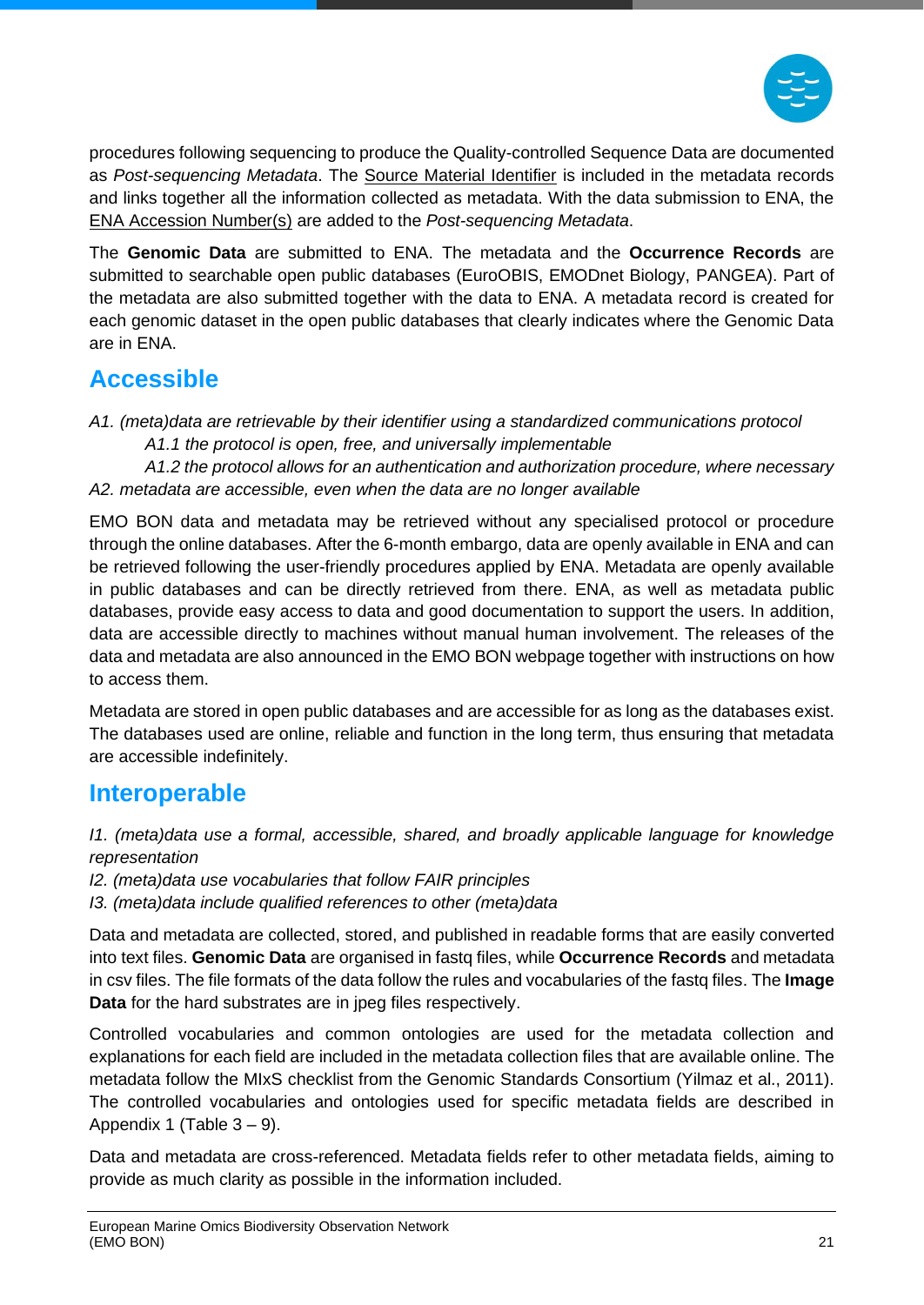procedures following sequencing to produce the Quality-controlled Sequence Data are documented as *Post-sequencing Metadata*. The Source Material Identifier is included in the metadata records and links together all the information collected as metadata. With the data submission to ENA, the ENA Accession Number(s) are added to the *Post-sequencing Metadata*.

The **Genomic Data** are submitted to ENA. The metadata and the **Occurrence Records** are submitted to searchable open public databases (EuroOBIS, EMODnet Biology, PANGEA). Part of the metadata are also submitted together with the data to ENA. A metadata record is created for each genomic dataset in the open public databases that clearly indicates where the Genomic Data are in ENA.

## Accessible

*A1. (meta)data are retrievable by their identifier using a standardized communications protocol*
*A1.1 the protocol is open, free, and universally implementable*
*A1.2 the protocol allows for an authentication and authorization procedure, where necessary*
*A2. metadata are accessible, even when the data are no longer available*

EMO BON data and metadata may be retrieved without any specialised protocol or procedure through the online databases. After the 6-month embargo, data are openly available in ENA and can be retrieved following the user-friendly procedures applied by ENA. Metadata are openly available in public databases and can be directly retrieved from there. ENA, as well as metadata public databases, provide easy access to data and good documentation to support the users. In addition, data are accessible directly to machines without manual human involvement. The releases of the data and metadata are also announced in the EMO BON webpage together with instructions on how to access them.

Metadata are stored in open public databases and are accessible for as long as the databases exist. The databases used are online, reliable and function in the long term, thus ensuring that metadata are accessible indefinitely.

## Interoperable

*I1. (meta)data use a formal, accessible, shared, and broadly applicable language for knowledge representation*
*I2. (meta)data use vocabularies that follow FAIR principles*
*I3. (meta)data include qualified references to other (meta)data*

Data and metadata are collected, stored, and published in readable forms that are easily converted into text files. **Genomic Data** are organised in fastq files, while **Occurrence Records** and metadata in csv files. The file formats of the data follow the rules and vocabularies of the fastq files. The **Image Data** for the hard substrates are in jpeg files respectively.

Controlled vocabularies and common ontologies are used for the metadata collection and explanations for each field are included in the metadata collection files that are available online. The metadata follow the MIxS checklist from the Genomic Standards Consortium (Yilmaz et al., 2011). The controlled vocabularies and ontologies used for specific metadata fields are described in Appendix 1 (Table 3 – 9).

Data and metadata are cross-referenced. Metadata fields refer to other metadata fields, aiming to provide as much clarity as possible in the information included.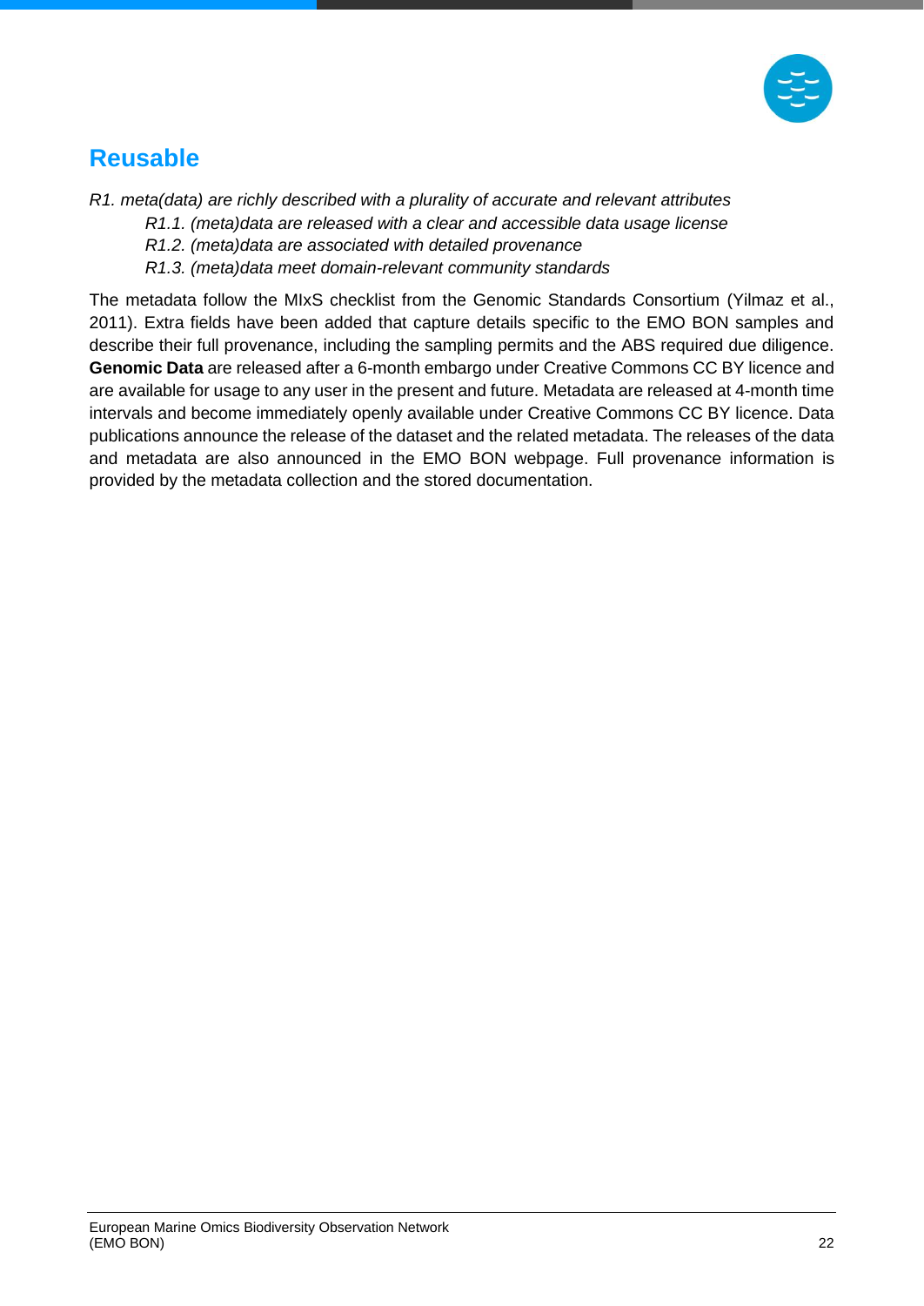## Reusable

*R1. meta(data) are richly described with a plurality of accurate and relevant attributes*

> *R1.1. (meta)data are released with a clear and accessible data usage license*
>
> *R1.2. (meta)data are associated with detailed provenance*
>
> *R1.3. (meta)data meet domain-relevant community standards*

The metadata follow the MIxS checklist from the Genomic Standards Consortium (Yilmaz et al., 2011). Extra fields have been added that capture details specific to the EMO BON samples and describe their full provenance, including the sampling permits and the ABS required due diligence. **Genomic Data** are released after a 6-month embargo under Creative Commons CC BY licence and are available for usage to any user in the present and future. Metadata are released at 4-month time intervals and become immediately openly available under Creative Commons CC BY licence. Data publications announce the release of the dataset and the related metadata. The releases of the data and metadata are also announced in the EMO BON webpage. Full provenance information is provided by the metadata collection and the stored documentation.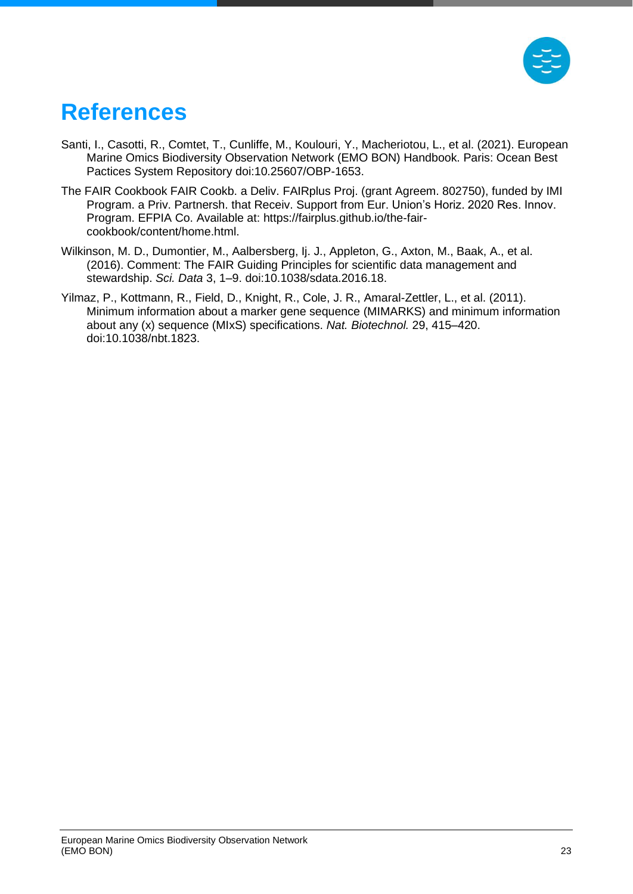# References

Santi, I., Casotti, R., Comtet, T., Cunliffe, M., Koulouri, Y., Macheriotou, L., et al. (2021). European Marine Omics Biodiversity Observation Network (EMO BON) Handbook. Paris: Ocean Best Pactices System Repository doi:10.25607/OBP-1653.

The FAIR Cookbook FAIR Cookb. a Deliv. FAIRplus Proj. (grant Agreem. 802750), funded by IMI Program. a Priv. Partnersh. that Receiv. Support from Eur. Union's Horiz. 2020 Res. Innov. Program. EFPIA Co. Available at: https://fairplus.github.io/the-fair-cookbook/content/home.html.

Wilkinson, M. D., Dumontier, M., Aalbersberg, Ij. J., Appleton, G., Axton, M., Baak, A., et al. (2016). Comment: The FAIR Guiding Principles for scientific data management and stewardship. *Sci. Data* 3, 1–9. doi:10.1038/sdata.2016.18.

Yilmaz, P., Kottmann, R., Field, D., Knight, R., Cole, J. R., Amaral-Zettler, L., et al. (2011). Minimum information about a marker gene sequence (MIMARKS) and minimum information about any (x) sequence (MIxS) specifications. *Nat. Biotechnol.* 29, 415–420. doi:10.1038/nbt.1823.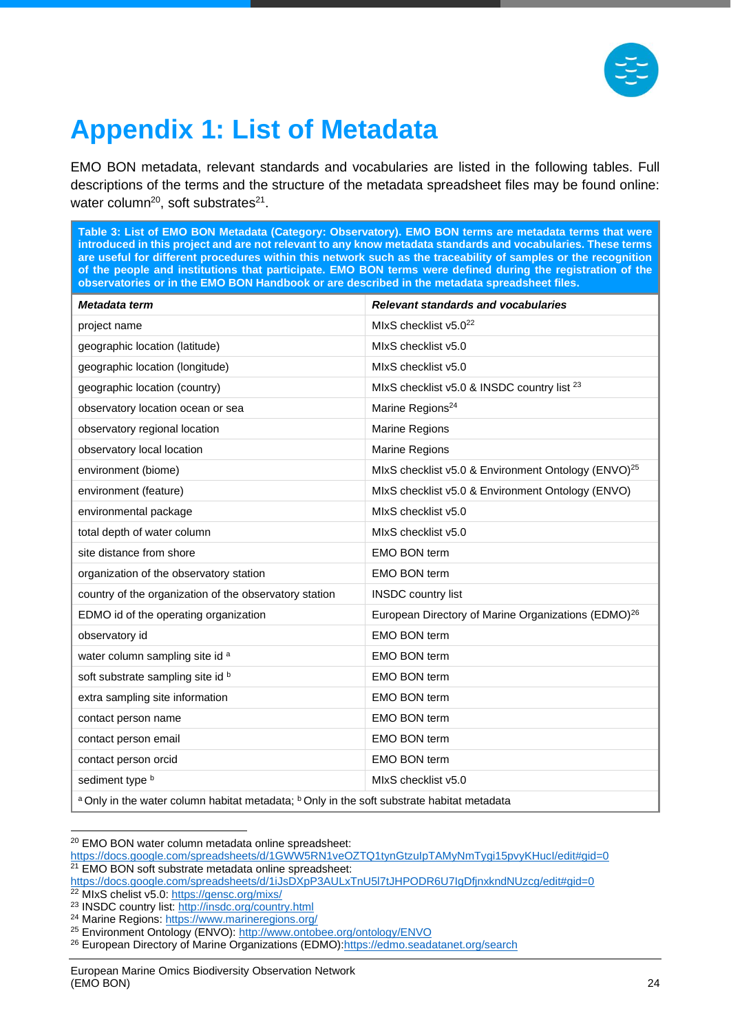# Appendix 1: List of Metadata

EMO BON metadata, relevant standards and vocabularies are listed in the following tables. Full descriptions of the terms and the structure of the metadata spreadsheet files may be found online: water column[20], soft substrates[21].

**Table 3: List of EMO BON Metadata (Category: Observatory). EMO BON terms are metadata terms that were introduced in this project and are not relevant to any know metadata standards and vocabularies. These terms are useful for different procedures within this network such as the traceability of samples or the recognition of the people and institutions that participate. EMO BON terms were defined during the registration of the observatories or in the EMO BON Handbook or are described in the metadata spreadsheet files.**

| ***Metadata term*** | ***Relevant standards and vocabularies*** |
|---|---|
| project name | MIxS checklist v5.0[22] |
| geographic location (latitude) | MIxS checklist v5.0 |
| geographic location (longitude) | MIxS checklist v5.0 |
| geographic location (country) | MIxS checklist v5.0 & INSDC country list [23] |
| observatory location ocean or sea | Marine Regions[24] |
| observatory regional location | Marine Regions |
| observatory local location | Marine Regions |
| environment (biome) | MIxS checklist v5.0 & Environment Ontology (ENVO)[25] |
| environment (feature) | MIxS checklist v5.0 & Environment Ontology (ENVO) |
| environmental package | MIxS checklist v5.0 |
| total depth of water column | MIxS checklist v5.0 |
| site distance from shore | EMO BON term |
| organization of the observatory station | EMO BON term |
| country of the organization of the observatory station | INSDC country list |
| EDMO id of the operating organization | European Directory of Marine Organizations (EDMO)[26] |
| observatory id | EMO BON term |
| water column sampling site id [a] | EMO BON term |
| soft substrate sampling site id [b] | EMO BON term |
| extra sampling site information | EMO BON term |
| contact person name | EMO BON term |
| contact person email | EMO BON term |
| contact person orcid | EMO BON term |
| sediment type [b] | MIxS checklist v5.0 |

[a] Only in the water column habitat metadata; [b] Only in the soft substrate habitat metadata

[20] EMO BON water column metadata online spreadsheet: https://docs.google.com/spreadsheets/d/1GWW5RN1veOZTQ1tynGtzulpTAMyNmTygi15pvyKHucI/edit#gid=0

[21] EMO BON soft substrate metadata online spreadsheet: https://docs.google.com/spreadsheets/d/1iJsDXpP3AULxTnU5l7tJHPODR6U7IgDfjnxkndNUzcg/edit#gid=0

[22] MIxS chelist v5.0: https://gensc.org/mixs/

[23] INSDC country list: http://insdc.org/country.html

[24] Marine Regions: https://www.marineregions.org/

[25] Environment Ontology (ENVO): http://www.ontobee.org/ontology/ENVO

[26] European Directory of Marine Organizations (EDMO):https://edmo.seadatanet.org/search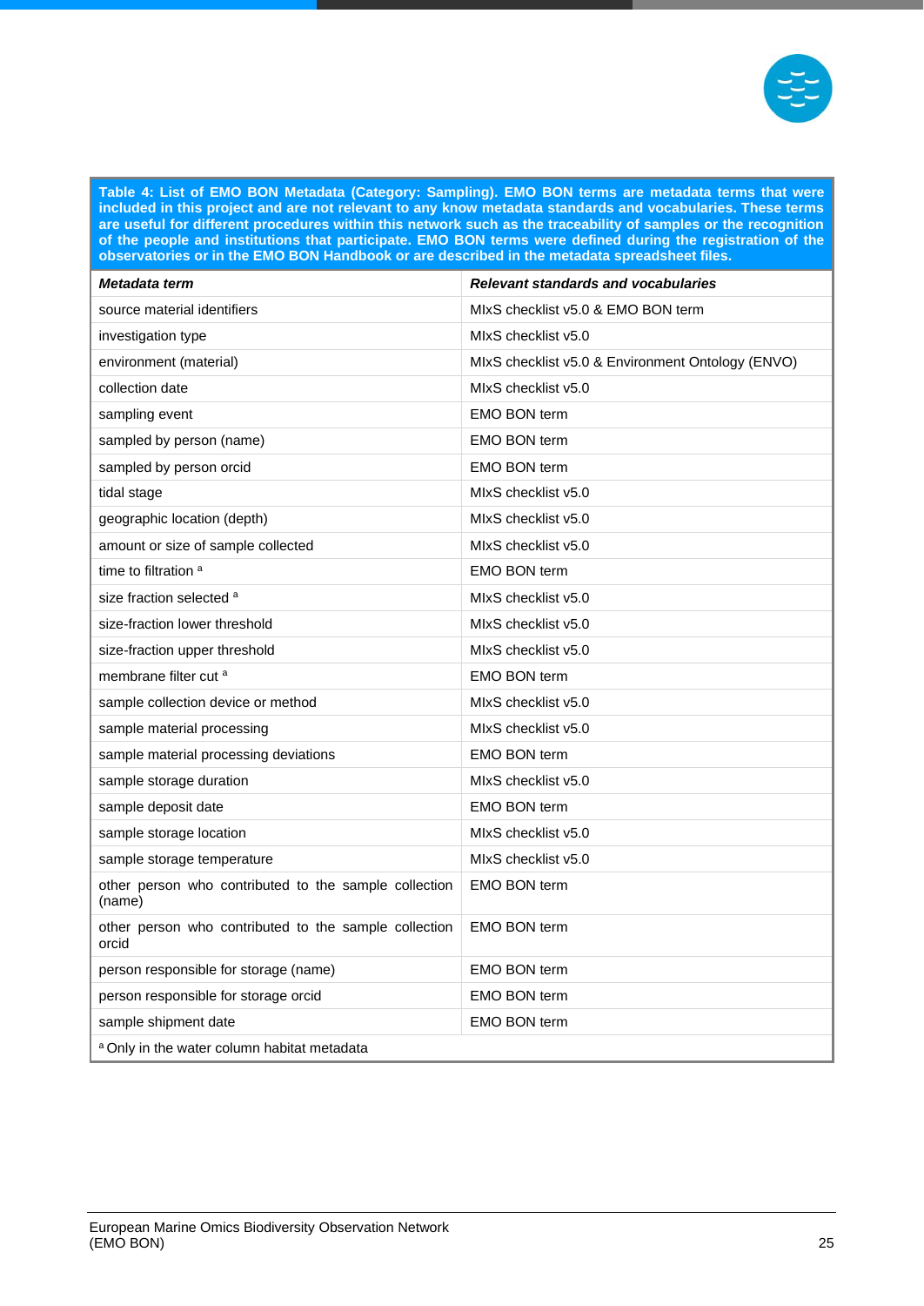**Table 4: List of EMO BON Metadata (Category: Sampling). EMO BON terms are metadata terms that were included in this project and are not relevant to any know metadata standards and vocabularies. These terms are useful for different procedures within this network such as the traceability of samples or the recognition of the people and institutions that participate. EMO BON terms were defined during the registration of the observatories or in the EMO BON Handbook or are described in the metadata spreadsheet files.**

| ***Metadata term*** | ***Relevant standards and vocabularies*** |
|---|---|
| source material identifiers | MIxS checklist v5.0 & EMO BON term |
| investigation type | MIxS checklist v5.0 |
| environment (material) | MIxS checklist v5.0 & Environment Ontology (ENVO) |
| collection date | MIxS checklist v5.0 |
| sampling event | EMO BON term |
| sampled by person (name) | EMO BON term |
| sampled by person orcid | EMO BON term |
| tidal stage | MIxS checklist v5.0 |
| geographic location (depth) | MIxS checklist v5.0 |
| amount or size of sample collected | MIxS checklist v5.0 |
| time to filtration [a] | EMO BON term |
| size fraction selected [a] | MIxS checklist v5.0 |
| size-fraction lower threshold | MIxS checklist v5.0 |
| size-fraction upper threshold | MIxS checklist v5.0 |
| membrane filter cut [a] | EMO BON term |
| sample collection device or method | MIxS checklist v5.0 |
| sample material processing | MIxS checklist v5.0 |
| sample material processing deviations | EMO BON term |
| sample storage duration | MIxS checklist v5.0 |
| sample deposit date | EMO BON term |
| sample storage location | MIxS checklist v5.0 |
| sample storage temperature | MIxS checklist v5.0 |
| other person who contributed to the sample collection (name) | EMO BON term |
| other person who contributed to the sample collection orcid | EMO BON term |
| person responsible for storage (name) | EMO BON term |
| person responsible for storage orcid | EMO BON term |
| sample shipment date | EMO BON term |

[a] Only in the water column habitat metadata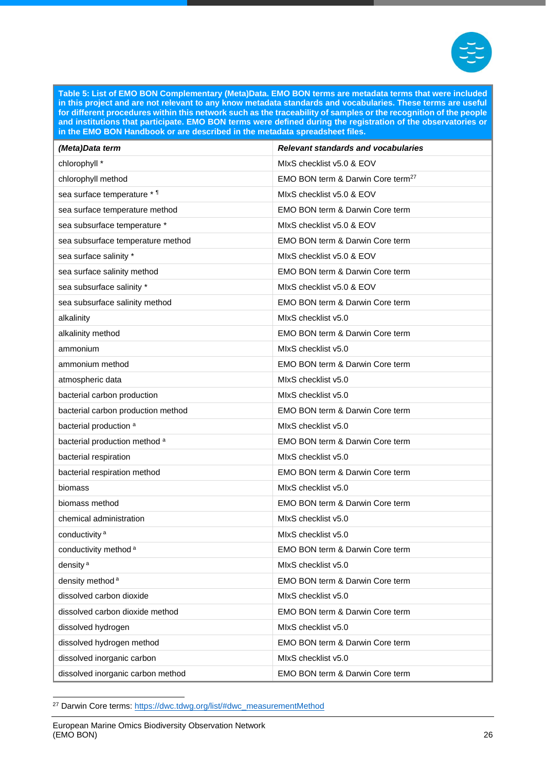**Table 5: List of EMO BON Complementary (Meta)Data. EMO BON terms are metadata terms that were included in this project and are not relevant to any know metadata standards and vocabularies. These terms are useful for different procedures within this network such as the traceability of samples or the recognition of the people and institutions that participate. EMO BON terms were defined during the registration of the observatories or in the EMO BON Handbook or are described in the metadata spreadsheet files.**

| *(Meta)Data term* | *Relevant standards and vocabularies* |
|---|---|
| chlorophyll * | MIxS checklist v5.0 & EOV |
| chlorophyll method | EMO BON term & Darwin Core term[27] |
| sea surface temperature * ¶ | MIxS checklist v5.0 & EOV |
| sea surface temperature method | EMO BON term & Darwin Core term |
| sea subsurface temperature * | MIxS checklist v5.0 & EOV |
| sea subsurface temperature method | EMO BON term & Darwin Core term |
| sea surface salinity * | MIxS checklist v5.0 & EOV |
| sea surface salinity method | EMO BON term & Darwin Core term |
| sea subsurface salinity * | MIxS checklist v5.0 & EOV |
| sea subsurface salinity method | EMO BON term & Darwin Core term |
| alkalinity | MIxS checklist v5.0 |
| alkalinity method | EMO BON term & Darwin Core term |
| ammonium | MIxS checklist v5.0 |
| ammonium method | EMO BON term & Darwin Core term |
| atmospheric data | MIxS checklist v5.0 |
| bacterial carbon production | MIxS checklist v5.0 |
| bacterial carbon production method | EMO BON term & Darwin Core term |
| bacterial production [a] | MIxS checklist v5.0 |
| bacterial production method [a] | EMO BON term & Darwin Core term |
| bacterial respiration | MIxS checklist v5.0 |
| bacterial respiration method | EMO BON term & Darwin Core term |
| biomass | MIxS checklist v5.0 |
| biomass method | EMO BON term & Darwin Core term |
| chemical administration | MIxS checklist v5.0 |
| conductivity [a] | MIxS checklist v5.0 |
| conductivity method [a] | EMO BON term & Darwin Core term |
| density [a] | MIxS checklist v5.0 |
| density method [a] | EMO BON term & Darwin Core term |
| dissolved carbon dioxide | MIxS checklist v5.0 |
| dissolved carbon dioxide method | EMO BON term & Darwin Core term |
| dissolved hydrogen | MIxS checklist v5.0 |
| dissolved hydrogen method | EMO BON term & Darwin Core term |
| dissolved inorganic carbon | MIxS checklist v5.0 |
| dissolved inorganic carbon method | EMO BON term & Darwin Core term |

[27] Darwin Core terms: https://dwc.tdwg.org/list/#dwc_measurementMethod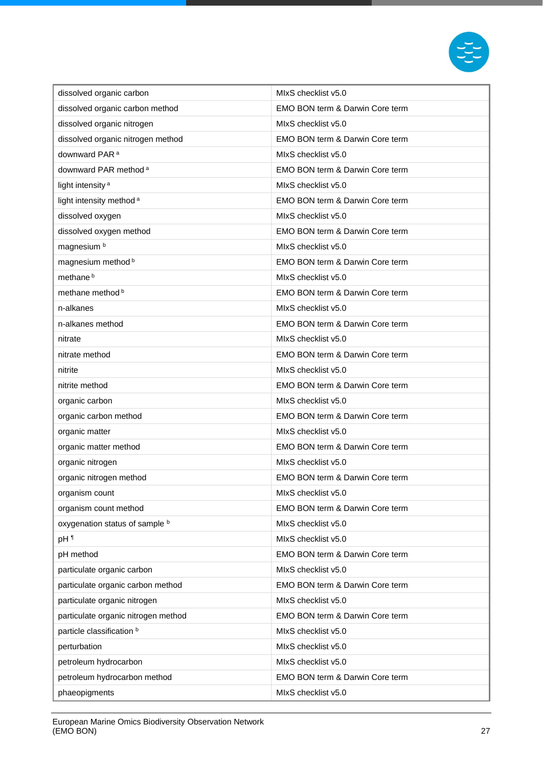| | |
|---|---|
| dissolved organic carbon | MIxS checklist v5.0 |
| dissolved organic carbon method | EMO BON term & Darwin Core term |
| dissolved organic nitrogen | MIxS checklist v5.0 |
| dissolved organic nitrogen method | EMO BON term & Darwin Core term |
| downward PAR [a] | MIxS checklist v5.0 |
| downward PAR method [a] | EMO BON term & Darwin Core term |
| light intensity [a] | MIxS checklist v5.0 |
| light intensity method [a] | EMO BON term & Darwin Core term |
| dissolved oxygen | MIxS checklist v5.0 |
| dissolved oxygen method | EMO BON term & Darwin Core term |
| magnesium [b] | MIxS checklist v5.0 |
| magnesium method [b] | EMO BON term & Darwin Core term |
| methane [b] | MIxS checklist v5.0 |
| methane method [b] | EMO BON term & Darwin Core term |
| n-alkanes | MIxS checklist v5.0 |
| n-alkanes method | EMO BON term & Darwin Core term |
| nitrate | MIxS checklist v5.0 |
| nitrate method | EMO BON term & Darwin Core term |
| nitrite | MIxS checklist v5.0 |
| nitrite method | EMO BON term & Darwin Core term |
| organic carbon | MIxS checklist v5.0 |
| organic carbon method | EMO BON term & Darwin Core term |
| organic matter | MIxS checklist v5.0 |
| organic matter method | EMO BON term & Darwin Core term |
| organic nitrogen | MIxS checklist v5.0 |
| organic nitrogen method | EMO BON term & Darwin Core term |
| organism count | MIxS checklist v5.0 |
| organism count method | EMO BON term & Darwin Core term |
| oxygenation status of sample [b] | MIxS checklist v5.0 |
| pH [¶] | MIxS checklist v5.0 |
| pH method | EMO BON term & Darwin Core term |
| particulate organic carbon | MIxS checklist v5.0 |
| particulate organic carbon method | EMO BON term & Darwin Core term |
| particulate organic nitrogen | MIxS checklist v5.0 |
| particulate organic nitrogen method | EMO BON term & Darwin Core term |
| particle classification [b] | MIxS checklist v5.0 |
| perturbation | MIxS checklist v5.0 |
| petroleum hydrocarbon | MIxS checklist v5.0 |
| petroleum hydrocarbon method | EMO BON term & Darwin Core term |
| phaeopigments | MIxS checklist v5.0 |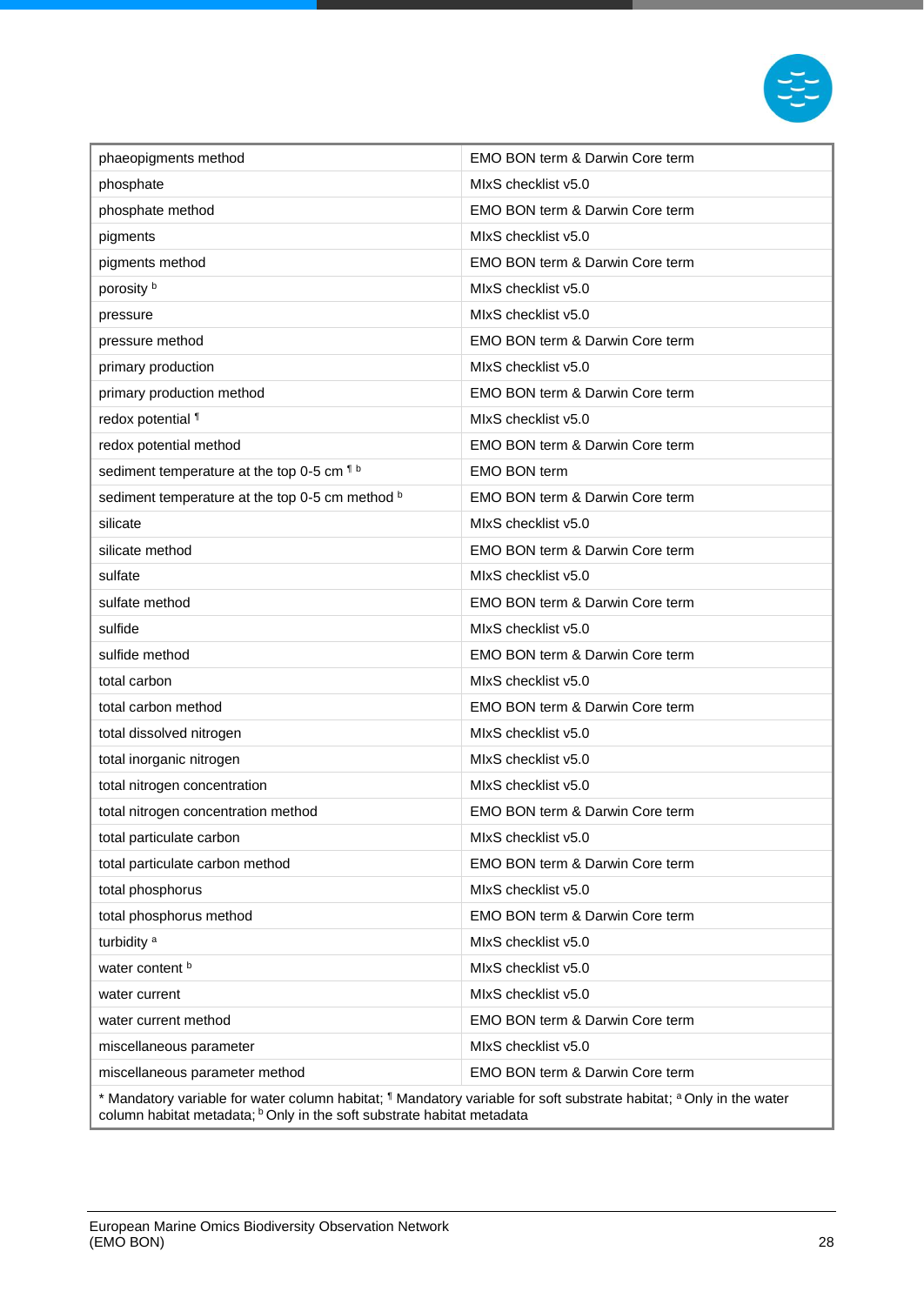| | |
|---|---|
| phaeopigments method | EMO BON term & Darwin Core term |
| phosphate | MIxS checklist v5.0 |
| phosphate method | EMO BON term & Darwin Core term |
| pigments | MIxS checklist v5.0 |
| pigments method | EMO BON term & Darwin Core term |
| porosity [b] | MIxS checklist v5.0 |
| pressure | MIxS checklist v5.0 |
| pressure method | EMO BON term & Darwin Core term |
| primary production | MIxS checklist v5.0 |
| primary production method | EMO BON term & Darwin Core term |
| redox potential [¶] | MIxS checklist v5.0 |
| redox potential method | EMO BON term & Darwin Core term |
| sediment temperature at the top 0-5 cm [¶ b] | EMO BON term |
| sediment temperature at the top 0-5 cm method [b] | EMO BON term & Darwin Core term |
| silicate | MIxS checklist v5.0 |
| silicate method | EMO BON term & Darwin Core term |
| sulfate | MIxS checklist v5.0 |
| sulfate method | EMO BON term & Darwin Core term |
| sulfide | MIxS checklist v5.0 |
| sulfide method | EMO BON term & Darwin Core term |
| total carbon | MIxS checklist v5.0 |
| total carbon method | EMO BON term & Darwin Core term |
| total dissolved nitrogen | MIxS checklist v5.0 |
| total inorganic nitrogen | MIxS checklist v5.0 |
| total nitrogen concentration | MIxS checklist v5.0 |
| total nitrogen concentration method | EMO BON term & Darwin Core term |
| total particulate carbon | MIxS checklist v5.0 |
| total particulate carbon method | EMO BON term & Darwin Core term |
| total phosphorus | MIxS checklist v5.0 |
| total phosphorus method | EMO BON term & Darwin Core term |
| turbidity [a] | MIxS checklist v5.0 |
| water content [b] | MIxS checklist v5.0 |
| water current | MIxS checklist v5.0 |
| water current method | EMO BON term & Darwin Core term |
| miscellaneous parameter | MIxS checklist v5.0 |
| miscellaneous parameter method | EMO BON term & Darwin Core term |

* Mandatory variable for water column habitat; [¶] Mandatory variable for soft substrate habitat; [a] Only in the water column habitat metadata; [b] Only in the soft substrate habitat metadata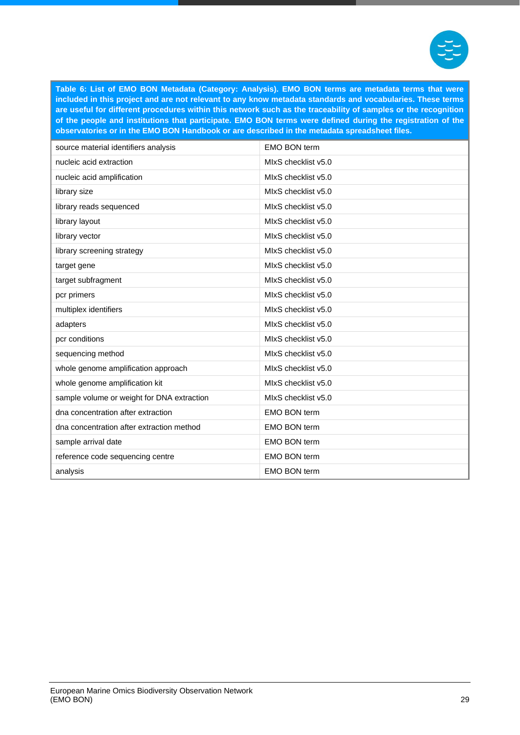**Table 6: List of EMO BON Metadata (Category: Analysis). EMO BON terms are metadata terms that were included in this project and are not relevant to any know metadata standards and vocabularies. These terms are useful for different procedures within this network such as the traceability of samples or the recognition of the people and institutions that participate. EMO BON terms were defined during the registration of the observatories or in the EMO BON Handbook or are described in the metadata spreadsheet files.**

| | |
|---|---|
| source material identifiers analysis | EMO BON term |
| nucleic acid extraction | MIxS checklist v5.0 |
| nucleic acid amplification | MIxS checklist v5.0 |
| library size | MIxS checklist v5.0 |
| library reads sequenced | MIxS checklist v5.0 |
| library layout | MIxS checklist v5.0 |
| library vector | MIxS checklist v5.0 |
| library screening strategy | MIxS checklist v5.0 |
| target gene | MIxS checklist v5.0 |
| target subfragment | MIxS checklist v5.0 |
| pcr primers | MIxS checklist v5.0 |
| multiplex identifiers | MIxS checklist v5.0 |
| adapters | MIxS checklist v5.0 |
| pcr conditions | MIxS checklist v5.0 |
| sequencing method | MIxS checklist v5.0 |
| whole genome amplification approach | MIxS checklist v5.0 |
| whole genome amplification kit | MIxS checklist v5.0 |
| sample volume or weight for DNA extraction | MIxS checklist v5.0 |
| dna concentration after extraction | EMO BON term |
| dna concentration after extraction method | EMO BON term |
| sample arrival date | EMO BON term |
| reference code sequencing centre | EMO BON term |
| analysis | EMO BON term |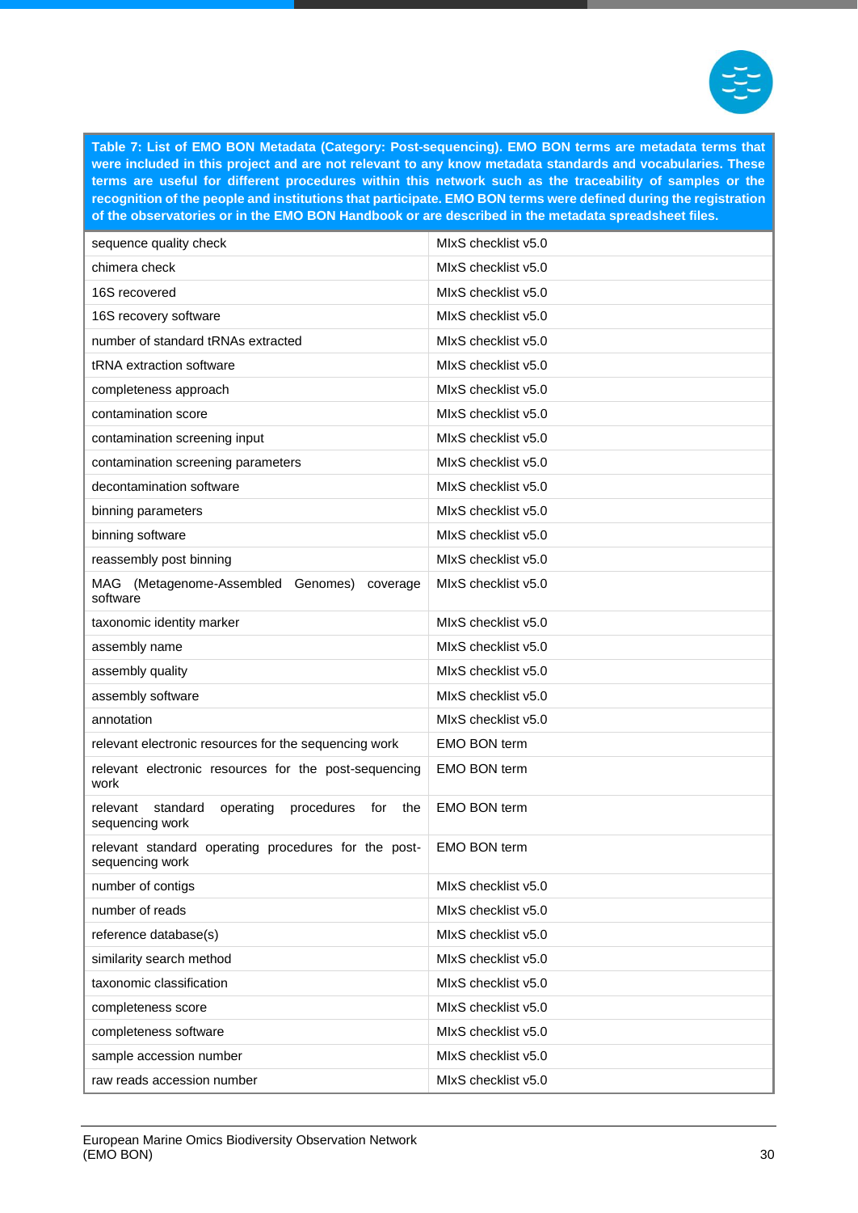**Table 7: List of EMO BON Metadata (Category: Post-sequencing). EMO BON terms are metadata terms that were included in this project and are not relevant to any know metadata standards and vocabularies. These terms are useful for different procedures within this network such as the traceability of samples or the recognition of the people and institutions that participate. EMO BON terms were defined during the registration of the observatories or in the EMO BON Handbook or are described in the metadata spreadsheet files.**

| | |
|---|---|
| sequence quality check | MIxS checklist v5.0 |
| chimera check | MIxS checklist v5.0 |
| 16S recovered | MIxS checklist v5.0 |
| 16S recovery software | MIxS checklist v5.0 |
| number of standard tRNAs extracted | MIxS checklist v5.0 |
| tRNA extraction software | MIxS checklist v5.0 |
| completeness approach | MIxS checklist v5.0 |
| contamination score | MIxS checklist v5.0 |
| contamination screening input | MIxS checklist v5.0 |
| contamination screening parameters | MIxS checklist v5.0 |
| decontamination software | MIxS checklist v5.0 |
| binning parameters | MIxS checklist v5.0 |
| binning software | MIxS checklist v5.0 |
| reassembly post binning | MIxS checklist v5.0 |
| MAG (Metagenome-Assembled Genomes) coverage software | MIxS checklist v5.0 |
| taxonomic identity marker | MIxS checklist v5.0 |
| assembly name | MIxS checklist v5.0 |
| assembly quality | MIxS checklist v5.0 |
| assembly software | MIxS checklist v5.0 |
| annotation | MIxS checklist v5.0 |
| relevant electronic resources for the sequencing work | EMO BON term |
| relevant electronic resources for the post-sequencing work | EMO BON term |
| relevant standard operating procedures for the sequencing work | EMO BON term |
| relevant standard operating procedures for the post-sequencing work | EMO BON term |
| number of contigs | MIxS checklist v5.0 |
| number of reads | MIxS checklist v5.0 |
| reference database(s) | MIxS checklist v5.0 |
| similarity search method | MIxS checklist v5.0 |
| taxonomic classification | MIxS checklist v5.0 |
| completeness score | MIxS checklist v5.0 |
| completeness software | MIxS checklist v5.0 |
| sample accession number | MIxS checklist v5.0 |
| raw reads accession number | MIxS checklist v5.0 |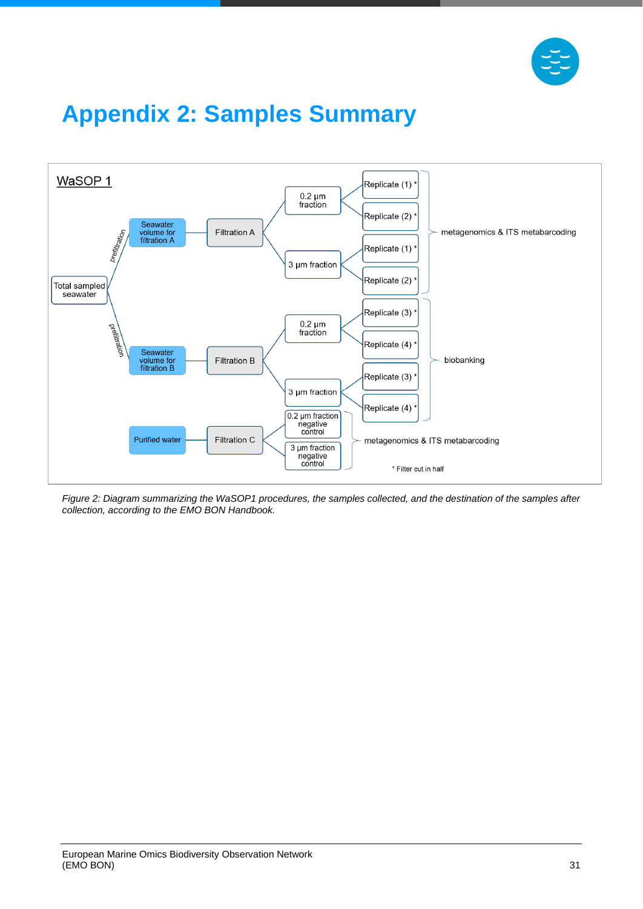# Appendix 2: Samples Summary

**WaSOP 1**

- Total sampled seawater
  - prefiltration → Seawater volume for filtration A → Filtration A
    - 0.2 µm fraction → Replicate (1) *, Replicate (2) *
    - 3 µm fraction → Replicate (1) *, Replicate (2) *
    - → metagenomics & ITS metabarcoding
  - prefiltration → Seawater volume for filtration B → Filtration B
    - 0.2 µm fraction → Replicate (3) *, Replicate (4) *
    - 3 µm fraction → Replicate (3) *, Replicate (4) *
    - → biobanking
- Purified water → Filtration C
  - 0.2 µm fraction negative control
  - 3 µm fraction negative control
  - → metagenomics & ITS metabarcoding

\* Filter cut in half

*Figure 2: Diagram summarizing the WaSOP1 procedures, the samples collected, and the destination of the samples after collection, according to the EMO BON Handbook.*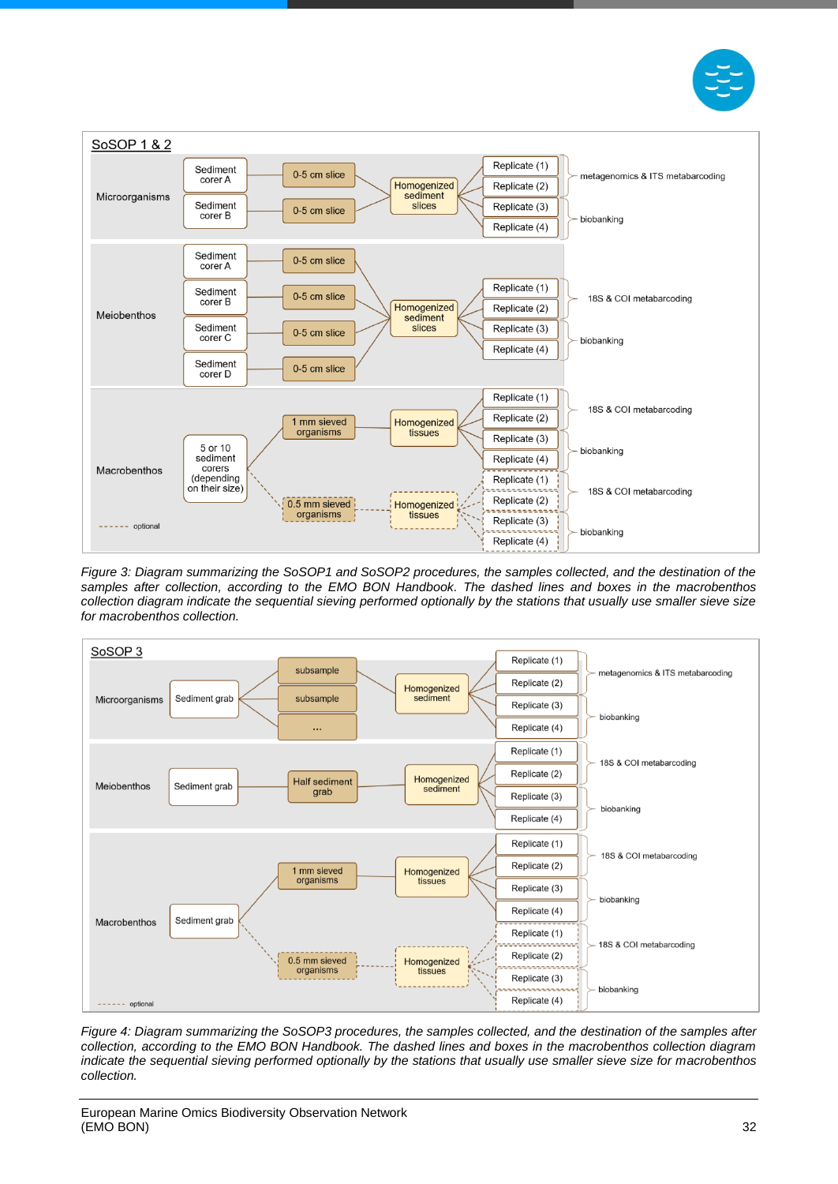SoSOP 1 & 2

Microorganisms
Sediment corer A
Sediment corer B
0-5 cm slice
0-5 cm slice
Homogenized sediment slices
Replicate (1)
Replicate (2)
Replicate (3)
Replicate (4)
metagenomics & ITS metabarcoding
biobanking

Meiobenthos
Sediment corer A
Sediment corer B
Sediment corer C
Sediment corer D
0-5 cm slice
0-5 cm slice
0-5 cm slice
0-5 cm slice
Homogenized sediment slices
Replicate (1)
Replicate (2)
Replicate (3)
Replicate (4)
18S & COI metabarcoding
biobanking

Macrobenthos
5 or 10 sediment corers (depending on their size)
1 mm sieved organisms
Homogenized tissues
Replicate (1)
Replicate (2)
Replicate (3)
Replicate (4)
18S & COI metabarcoding
biobanking
0.5 mm sieved organisms
Homogenized tissues
Replicate (1)
Replicate (2)
Replicate (3)
Replicate (4)
18S & COI metabarcoding
biobanking

optional

*Figure 3: Diagram summarizing the SoSOP1 and SoSOP2 procedures, the samples collected, and the destination of the samples after collection, according to the EMO BON Handbook. The dashed lines and boxes in the macrobenthos collection diagram indicate the sequential sieving performed optionally by the stations that usually use smaller sieve size for macrobenthos collection.*

SoSOP 3

Microorganisms
Sediment grab
subsample
subsample
...
Homogenized sediment
Replicate (1)
Replicate (2)
Replicate (3)
Replicate (4)
metagenomics & ITS metabarcoding
biobanking

Meiobenthos
Sediment grab
Half sediment grab
Homogenized sediment
Replicate (1)
Replicate (2)
Replicate (3)
Replicate (4)
18S & COI metabarcoding
biobanking

Macrobenthos
Sediment grab
1 mm sieved organisms
Homogenized tissues
Replicate (1)
Replicate (2)
Replicate (3)
Replicate (4)
18S & COI metabarcoding
biobanking
0.5 mm sieved organisms
Homogenized tissues
Replicate (1)
Replicate (2)
Replicate (3)
Replicate (4)
18S & COI metabarcoding
biobanking

optional

*Figure 4: Diagram summarizing the SoSOP3 procedures, the samples collected, and the destination of the samples after collection, according to the EMO BON Handbook. The dashed lines and boxes in the macrobenthos collection diagram indicate the sequential sieving performed optionally by the stations that usually use smaller sieve size for macrobenthos collection.*